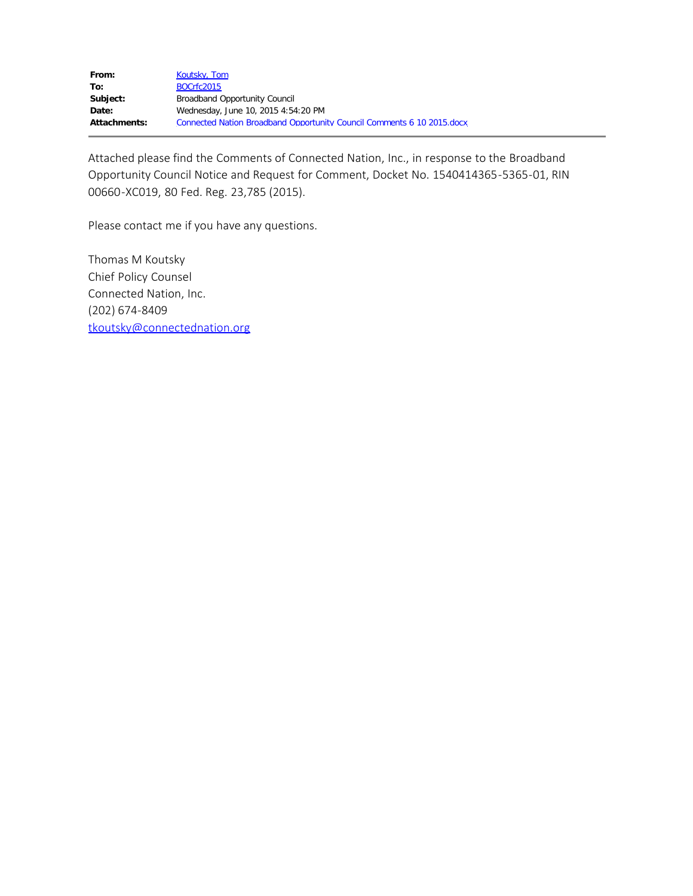| | |
|---|---|
| **From:** | Koutsky, Tom |
| **To:** | BOCrfc2015 |
| **Subject:** | Broadband Opportunity Council |
| **Date:** | Wednesday, June 10, 2015 4:54:20 PM |
| **Attachments:** | Connected Nation Broadband Opportunity Council Comments 6 10 2015.docx |

---

Attached please find the Comments of Connected Nation, Inc., in response to the Broadband Opportunity Council Notice and Request for Comment, Docket No. 1540414365-5365-01, RIN 00660-XC019, 80 Fed. Reg. 23,785 (2015).

Please contact me if you have any questions.

Thomas M Koutsky
Chief Policy Counsel
Connected Nation, Inc.
(202) 674-8409
tkoutsky@connectednation.org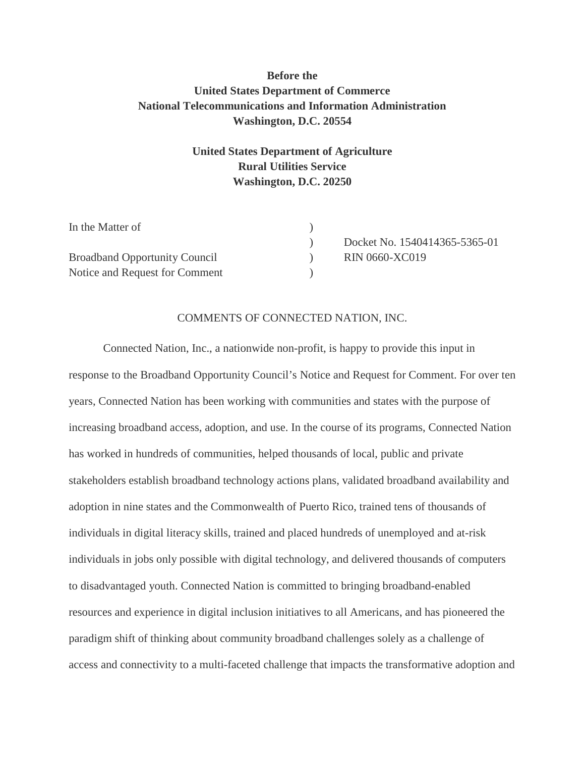**Before the**
**United States Department of Commerce**
**National Telecommunications and Information Administration**
**Washington, D.C. 20554**

**United States Department of Agriculture**
**Rural Utilities Service**
**Washington, D.C. 20250**

| | | |
|---|---|---|
| In the Matter of | ) | |
| | ) | Docket No. 1540414365-5365-01 |
| Broadband Opportunity Council | ) | RIN 0660-XC019 |
| Notice and Request for Comment | ) | |

COMMENTS OF CONNECTED NATION, INC.

Connected Nation, Inc., a nationwide non-profit, is happy to provide this input in response to the Broadband Opportunity Council's Notice and Request for Comment. For over ten years, Connected Nation has been working with communities and states with the purpose of increasing broadband access, adoption, and use. In the course of its programs, Connected Nation has worked in hundreds of communities, helped thousands of local, public and private stakeholders establish broadband technology actions plans, validated broadband availability and adoption in nine states and the Commonwealth of Puerto Rico, trained tens of thousands of individuals in digital literacy skills, trained and placed hundreds of unemployed and at-risk individuals in jobs only possible with digital technology, and delivered thousands of computers to disadvantaged youth. Connected Nation is committed to bringing broadband-enabled resources and experience in digital inclusion initiatives to all Americans, and has pioneered the paradigm shift of thinking about community broadband challenges solely as a challenge of access and connectivity to a multi-faceted challenge that impacts the transformative adoption and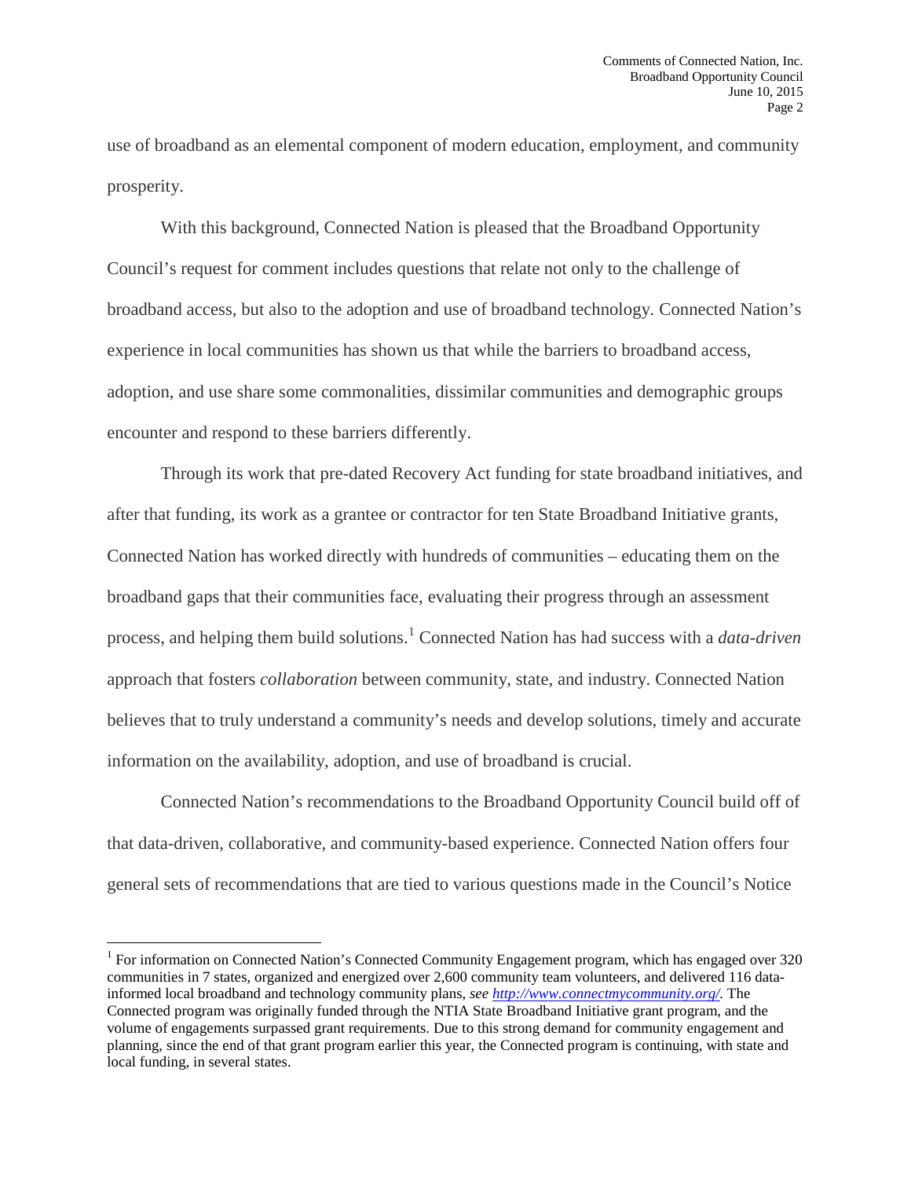use of broadband as an elemental component of modern education, employment, and community prosperity.

With this background, Connected Nation is pleased that the Broadband Opportunity Council's request for comment includes questions that relate not only to the challenge of broadband access, but also to the adoption and use of broadband technology. Connected Nation's experience in local communities has shown us that while the barriers to broadband access, adoption, and use share some commonalities, dissimilar communities and demographic groups encounter and respond to these barriers differently.

Through its work that pre-dated Recovery Act funding for state broadband initiatives, and after that funding, its work as a grantee or contractor for ten State Broadband Initiative grants, Connected Nation has worked directly with hundreds of communities – educating them on the broadband gaps that their communities face, evaluating their progress through an assessment process, and helping them build solutions.[1] Connected Nation has had success with a *data-driven* approach that fosters *collaboration* between community, state, and industry. Connected Nation believes that to truly understand a community's needs and develop solutions, timely and accurate information on the availability, adoption, and use of broadband is crucial.

Connected Nation's recommendations to the Broadband Opportunity Council build off of that data-driven, collaborative, and community-based experience. Connected Nation offers four general sets of recommendations that are tied to various questions made in the Council's Notice

---

[1] For information on Connected Nation's Connected Community Engagement program, which has engaged over 320 communities in 7 states, organized and energized over 2,600 community team volunteers, and delivered 116 data-informed local broadband and technology community plans, *see* http://www.connectmycommunity.org/. The Connected program was originally funded through the NTIA State Broadband Initiative grant program, and the volume of engagements surpassed grant requirements. Due to this strong demand for community engagement and planning, since the end of that grant program earlier this year, the Connected program is continuing, with state and local funding, in several states.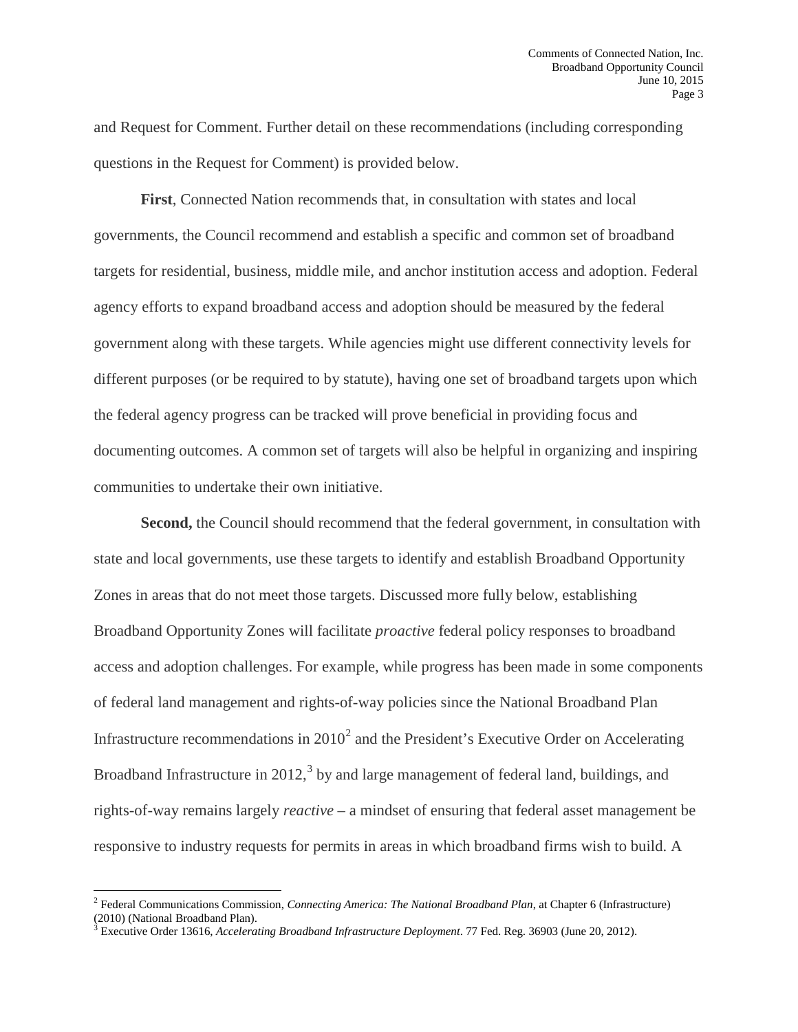and Request for Comment. Further detail on these recommendations (including corresponding questions in the Request for Comment) is provided below.

**First**, Connected Nation recommends that, in consultation with states and local governments, the Council recommend and establish a specific and common set of broadband targets for residential, business, middle mile, and anchor institution access and adoption. Federal agency efforts to expand broadband access and adoption should be measured by the federal government along with these targets. While agencies might use different connectivity levels for different purposes (or be required to by statute), having one set of broadband targets upon which the federal agency progress can be tracked will prove beneficial in providing focus and documenting outcomes. A common set of targets will also be helpful in organizing and inspiring communities to undertake their own initiative.

**Second,** the Council should recommend that the federal government, in consultation with state and local governments, use these targets to identify and establish Broadband Opportunity Zones in areas that do not meet those targets. Discussed more fully below, establishing Broadband Opportunity Zones will facilitate *proactive* federal policy responses to broadband access and adoption challenges. For example, while progress has been made in some components of federal land management and rights-of-way policies since the National Broadband Plan Infrastructure recommendations in 2010[2] and the President's Executive Order on Accelerating Broadband Infrastructure in 2012,[3] by and large management of federal land, buildings, and rights-of-way remains largely *reactive* – a mindset of ensuring that federal asset management be responsive to industry requests for permits in areas in which broadband firms wish to build. A

[2] Federal Communications Commission, *Connecting America: The National Broadband Plan*, at Chapter 6 (Infrastructure) (2010) (National Broadband Plan).

[3] Executive Order 13616, *Accelerating Broadband Infrastructure Deployment*. 77 Fed. Reg. 36903 (June 20, 2012).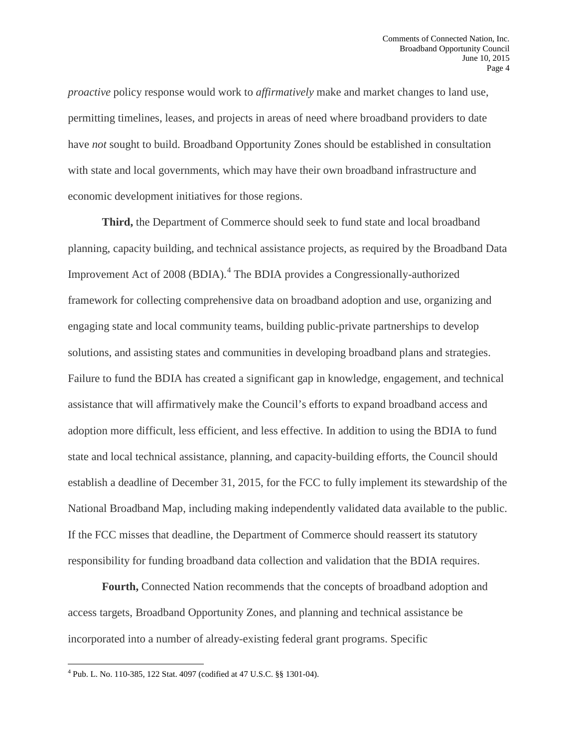*proactive* policy response would work to *affirmatively* make and market changes to land use, permitting timelines, leases, and projects in areas of need where broadband providers to date have *not* sought to build. Broadband Opportunity Zones should be established in consultation with state and local governments, which may have their own broadband infrastructure and economic development initiatives for those regions.

**Third,** the Department of Commerce should seek to fund state and local broadband planning, capacity building, and technical assistance projects, as required by the Broadband Data Improvement Act of 2008 (BDIA).[4] The BDIA provides a Congressionally-authorized framework for collecting comprehensive data on broadband adoption and use, organizing and engaging state and local community teams, building public-private partnerships to develop solutions, and assisting states and communities in developing broadband plans and strategies. Failure to fund the BDIA has created a significant gap in knowledge, engagement, and technical assistance that will affirmatively make the Council's efforts to expand broadband access and adoption more difficult, less efficient, and less effective. In addition to using the BDIA to fund state and local technical assistance, planning, and capacity-building efforts, the Council should establish a deadline of December 31, 2015, for the FCC to fully implement its stewardship of the National Broadband Map, including making independently validated data available to the public. If the FCC misses that deadline, the Department of Commerce should reassert its statutory responsibility for funding broadband data collection and validation that the BDIA requires.

**Fourth,** Connected Nation recommends that the concepts of broadband adoption and access targets, Broadband Opportunity Zones, and planning and technical assistance be incorporated into a number of already-existing federal grant programs. Specific

---

[4] Pub. L. No. 110-385, 122 Stat. 4097 (codified at 47 U.S.C. §§ 1301-04).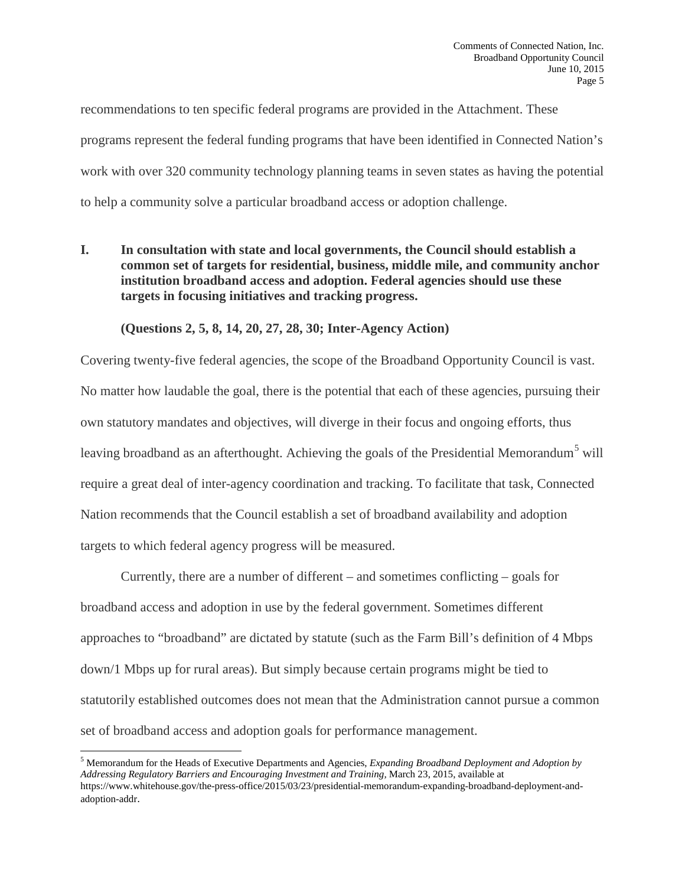recommendations to ten specific federal programs are provided in the Attachment. These programs represent the federal funding programs that have been identified in Connected Nation's work with over 320 community technology planning teams in seven states as having the potential to help a community solve a particular broadband access or adoption challenge.

## I. In consultation with state and local governments, the Council should establish a common set of targets for residential, business, middle mile, and community anchor institution broadband access and adoption. Federal agencies should use these targets in focusing initiatives and tracking progress.

**(Questions 2, 5, 8, 14, 20, 27, 28, 30; Inter-Agency Action)**

Covering twenty-five federal agencies, the scope of the Broadband Opportunity Council is vast. No matter how laudable the goal, there is the potential that each of these agencies, pursuing their own statutory mandates and objectives, will diverge in their focus and ongoing efforts, thus leaving broadband as an afterthought. Achieving the goals of the Presidential Memorandum[5] will require a great deal of inter-agency coordination and tracking. To facilitate that task, Connected Nation recommends that the Council establish a set of broadband availability and adoption targets to which federal agency progress will be measured.

Currently, there are a number of different – and sometimes conflicting – goals for broadband access and adoption in use by the federal government. Sometimes different approaches to "broadband" are dictated by statute (such as the Farm Bill's definition of 4 Mbps down/1 Mbps up for rural areas). But simply because certain programs might be tied to statutorily established outcomes does not mean that the Administration cannot pursue a common set of broadband access and adoption goals for performance management.

---

[5] Memorandum for the Heads of Executive Departments and Agencies, *Expanding Broadband Deployment and Adoption by Addressing Regulatory Barriers and Encouraging Investment and Training*, March 23, 2015, available at https://www.whitehouse.gov/the-press-office/2015/03/23/presidential-memorandum-expanding-broadband-deployment-and-adoption-addr.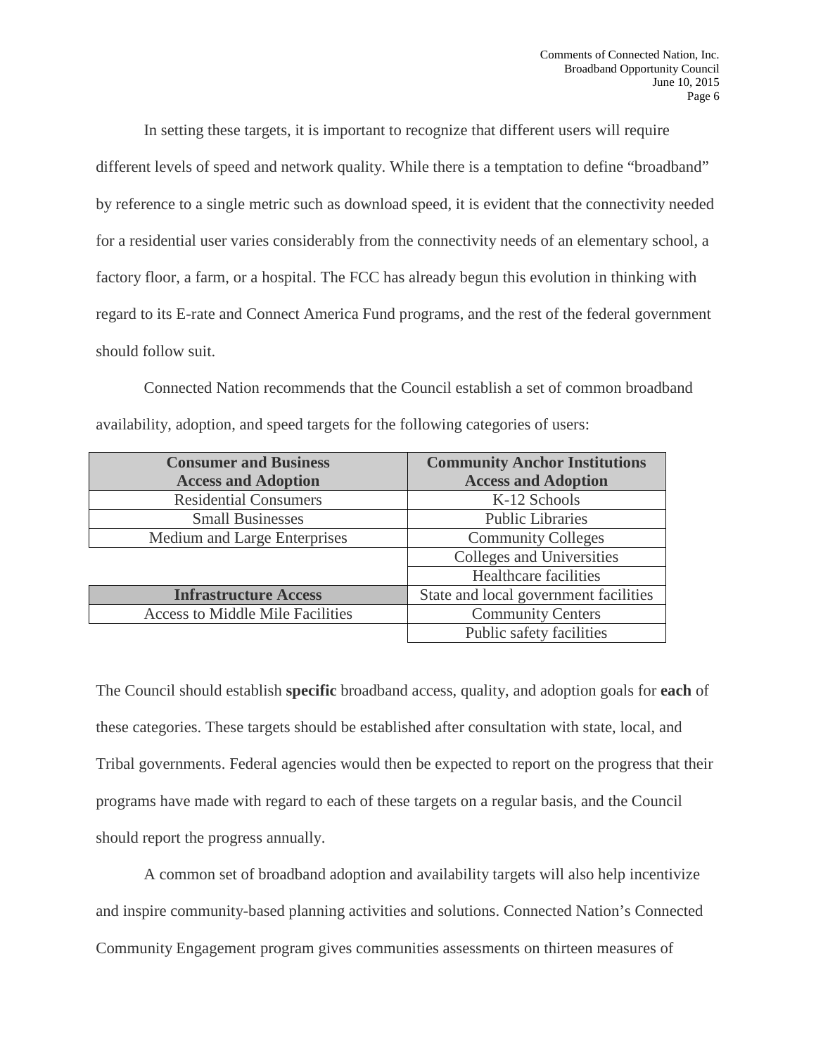In setting these targets, it is important to recognize that different users will require different levels of speed and network quality. While there is a temptation to define "broadband" by reference to a single metric such as download speed, it is evident that the connectivity needed for a residential user varies considerably from the connectivity needs of an elementary school, a factory floor, a farm, or a hospital. The FCC has already begun this evolution in thinking with regard to its E-rate and Connect America Fund programs, and the rest of the federal government should follow suit.

Connected Nation recommends that the Council establish a set of common broadband availability, adoption, and speed targets for the following categories of users:

| **Consumer and Business Access and Adoption** | **Community Anchor Institutions Access and Adoption** |
|---|---|
| Residential Consumers | K-12 Schools |
| Small Businesses | Public Libraries |
| Medium and Large Enterprises | Community Colleges |
| | Colleges and Universities |
| | Healthcare facilities |
| **Infrastructure Access** | State and local government facilities |
| Access to Middle Mile Facilities | Community Centers |
| | Public safety facilities |

The Council should establish **specific** broadband access, quality, and adoption goals for **each** of these categories. These targets should be established after consultation with state, local, and Tribal governments. Federal agencies would then be expected to report on the progress that their programs have made with regard to each of these targets on a regular basis, and the Council should report the progress annually.

A common set of broadband adoption and availability targets will also help incentivize and inspire community-based planning activities and solutions. Connected Nation's Connected Community Engagement program gives communities assessments on thirteen measures of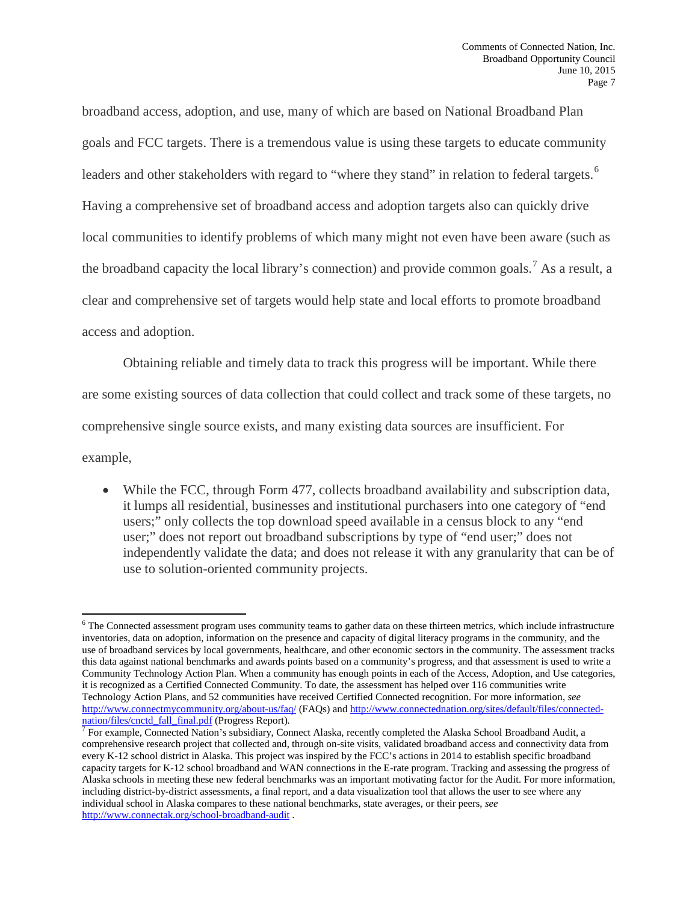broadband access, adoption, and use, many of which are based on National Broadband Plan goals and FCC targets. There is a tremendous value is using these targets to educate community leaders and other stakeholders with regard to "where they stand" in relation to federal targets.[6] Having a comprehensive set of broadband access and adoption targets also can quickly drive local communities to identify problems of which many might not even have been aware (such as the broadband capacity the local library's connection) and provide common goals.[7] As a result, a clear and comprehensive set of targets would help state and local efforts to promote broadband access and adoption.

Obtaining reliable and timely data to track this progress will be important. While there are some existing sources of data collection that could collect and track some of these targets, no comprehensive single source exists, and many existing data sources are insufficient. For example,

- While the FCC, through Form 477, collects broadband availability and subscription data, it lumps all residential, businesses and institutional purchasers into one category of "end users;" only collects the top download speed available in a census block to any "end user;" does not report out broadband subscriptions by type of "end user;" does not independently validate the data; and does not release it with any granularity that can be of use to solution-oriented community projects.

---

[6] The Connected assessment program uses community teams to gather data on these thirteen metrics, which include infrastructure inventories, data on adoption, information on the presence and capacity of digital literacy programs in the community, and the use of broadband services by local governments, healthcare, and other economic sectors in the community. The assessment tracks this data against national benchmarks and awards points based on a community's progress, and that assessment is used to write a Community Technology Action Plan. When a community has enough points in each of the Access, Adoption, and Use categories, it is recognized as a Certified Connected Community. To date, the assessment has helped over 116 communities write Technology Action Plans, and 52 communities have received Certified Connected recognition. For more information, *see* http://www.connectmycommunity.org/about-us/faq/ (FAQs) and http://www.connectednation.org/sites/default/files/connected-nation/files/cnctd_fall_final.pdf (Progress Report).

[7] For example, Connected Nation's subsidiary, Connect Alaska, recently completed the Alaska School Broadband Audit, a comprehensive research project that collected and, through on-site visits, validated broadband access and connectivity data from every K-12 school district in Alaska. This project was inspired by the FCC's actions in 2014 to establish specific broadband capacity targets for K-12 school broadband and WAN connections in the E-rate program. Tracking and assessing the progress of Alaska schools in meeting these new federal benchmarks was an important motivating factor for the Audit. For more information, including district-by-district assessments, a final report, and a data visualization tool that allows the user to see where any individual school in Alaska compares to these national benchmarks, state averages, or their peers, *see* http://www.connectak.org/school-broadband-audit .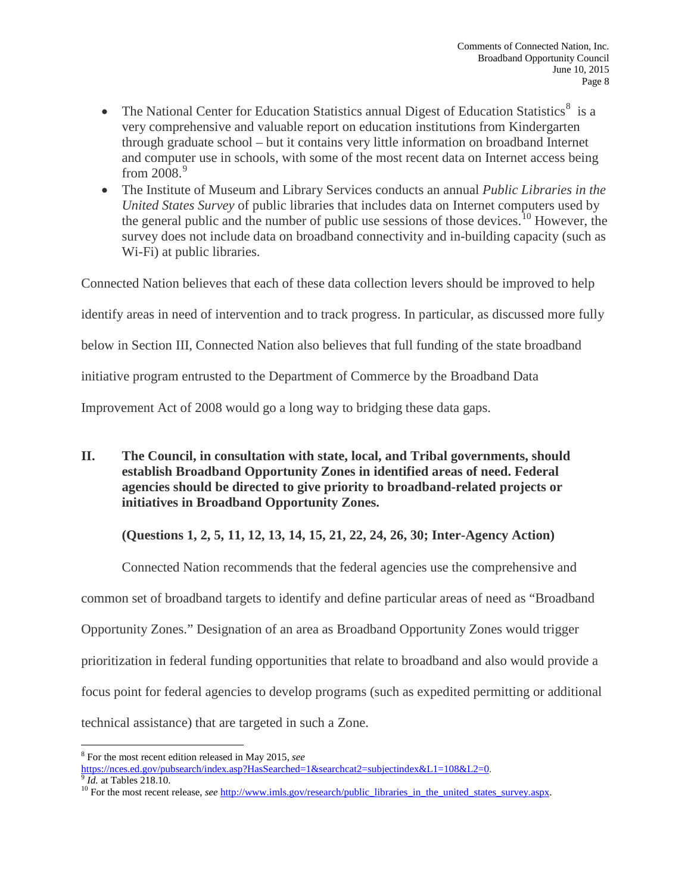- The National Center for Education Statistics annual Digest of Education Statistics[8] is a very comprehensive and valuable report on education institutions from Kindergarten through graduate school – but it contains very little information on broadband Internet and computer use in schools, with some of the most recent data on Internet access being from 2008.[9]
- The Institute of Museum and Library Services conducts an annual *Public Libraries in the United States Survey* of public libraries that includes data on Internet computers used by the general public and the number of public use sessions of those devices.[10] However, the survey does not include data on broadband connectivity and in-building capacity (such as Wi-Fi) at public libraries.

Connected Nation believes that each of these data collection levers should be improved to help identify areas in need of intervention and to track progress. In particular, as discussed more fully below in Section III, Connected Nation also believes that full funding of the state broadband initiative program entrusted to the Department of Commerce by the Broadband Data Improvement Act of 2008 would go a long way to bridging these data gaps.

## II. The Council, in consultation with state, local, and Tribal governments, should establish Broadband Opportunity Zones in identified areas of need. Federal agencies should be directed to give priority to broadband-related projects or initiatives in Broadband Opportunity Zones.

**(Questions 1, 2, 5, 11, 12, 13, 14, 15, 21, 22, 24, 26, 30; Inter-Agency Action)**

Connected Nation recommends that the federal agencies use the comprehensive and common set of broadband targets to identify and define particular areas of need as "Broadband Opportunity Zones." Designation of an area as Broadband Opportunity Zones would trigger prioritization in federal funding opportunities that relate to broadband and also would provide a focus point for federal agencies to develop programs (such as expedited permitting or additional technical assistance) that are targeted in such a Zone.

---

[8] For the most recent edition released in May 2015, *see* https://nces.ed.gov/pubsearch/index.asp?HasSearched=1&searchcat2=subjectindex&L1=108&L2=0.

[9] *Id.* at Tables 218.10.

[10] For the most recent release, *see* http://www.imls.gov/research/public_libraries_in_the_united_states_survey.aspx.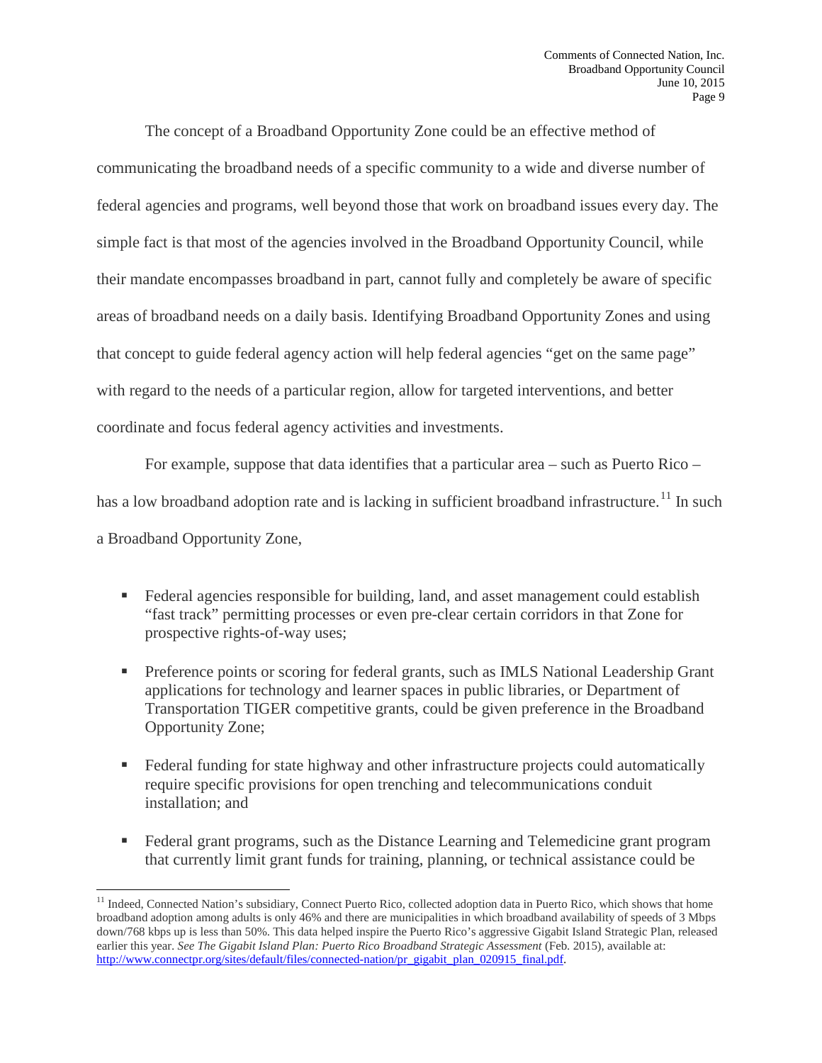The concept of a Broadband Opportunity Zone could be an effective method of communicating the broadband needs of a specific community to a wide and diverse number of federal agencies and programs, well beyond those that work on broadband issues every day. The simple fact is that most of the agencies involved in the Broadband Opportunity Council, while their mandate encompasses broadband in part, cannot fully and completely be aware of specific areas of broadband needs on a daily basis. Identifying Broadband Opportunity Zones and using that concept to guide federal agency action will help federal agencies "get on the same page" with regard to the needs of a particular region, allow for targeted interventions, and better coordinate and focus federal agency activities and investments.

For example, suppose that data identifies that a particular area – such as Puerto Rico – has a low broadband adoption rate and is lacking in sufficient broadband infrastructure.[11] In such a Broadband Opportunity Zone,

- Federal agencies responsible for building, land, and asset management could establish "fast track" permitting processes or even pre-clear certain corridors in that Zone for prospective rights-of-way uses;
- Preference points or scoring for federal grants, such as IMLS National Leadership Grant applications for technology and learner spaces in public libraries, or Department of Transportation TIGER competitive grants, could be given preference in the Broadband Opportunity Zone;
- Federal funding for state highway and other infrastructure projects could automatically require specific provisions for open trenching and telecommunications conduit installation; and
- Federal grant programs, such as the Distance Learning and Telemedicine grant program that currently limit grant funds for training, planning, or technical assistance could be

[11] Indeed, Connected Nation's subsidiary, Connect Puerto Rico, collected adoption data in Puerto Rico, which shows that home broadband adoption among adults is only 46% and there are municipalities in which broadband availability of speeds of 3 Mbps down/768 kbps up is less than 50%. This data helped inspire the Puerto Rico's aggressive Gigabit Island Strategic Plan, released earlier this year. *See The Gigabit Island Plan: Puerto Rico Broadband Strategic Assessment* (Feb. 2015), available at: http://www.connectpr.org/sites/default/files/connected-nation/pr_gigabit_plan_020915_final.pdf.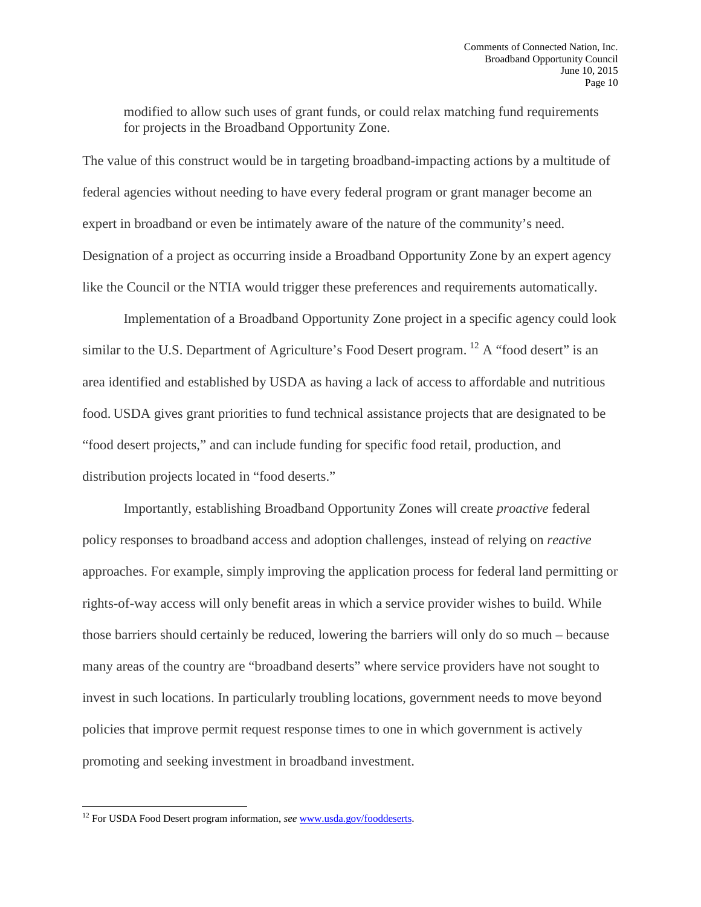modified to allow such uses of grant funds, or could relax matching fund requirements for projects in the Broadband Opportunity Zone.

The value of this construct would be in targeting broadband-impacting actions by a multitude of federal agencies without needing to have every federal program or grant manager become an expert in broadband or even be intimately aware of the nature of the community's need. Designation of a project as occurring inside a Broadband Opportunity Zone by an expert agency like the Council or the NTIA would trigger these preferences and requirements automatically.

Implementation of a Broadband Opportunity Zone project in a specific agency could look similar to the U.S. Department of Agriculture's Food Desert program. [12] A "food desert" is an area identified and established by USDA as having a lack of access to affordable and nutritious food. USDA gives grant priorities to fund technical assistance projects that are designated to be "food desert projects," and can include funding for specific food retail, production, and distribution projects located in "food deserts."

Importantly, establishing Broadband Opportunity Zones will create *proactive* federal policy responses to broadband access and adoption challenges, instead of relying on *reactive* approaches. For example, simply improving the application process for federal land permitting or rights-of-way access will only benefit areas in which a service provider wishes to build. While those barriers should certainly be reduced, lowering the barriers will only do so much – because many areas of the country are "broadband deserts" where service providers have not sought to invest in such locations. In particularly troubling locations, government needs to move beyond policies that improve permit request response times to one in which government is actively promoting and seeking investment in broadband investment.

---

[12] For USDA Food Desert program information, *see* [www.usda.gov/fooddeserts](http://www.usda.gov/fooddeserts).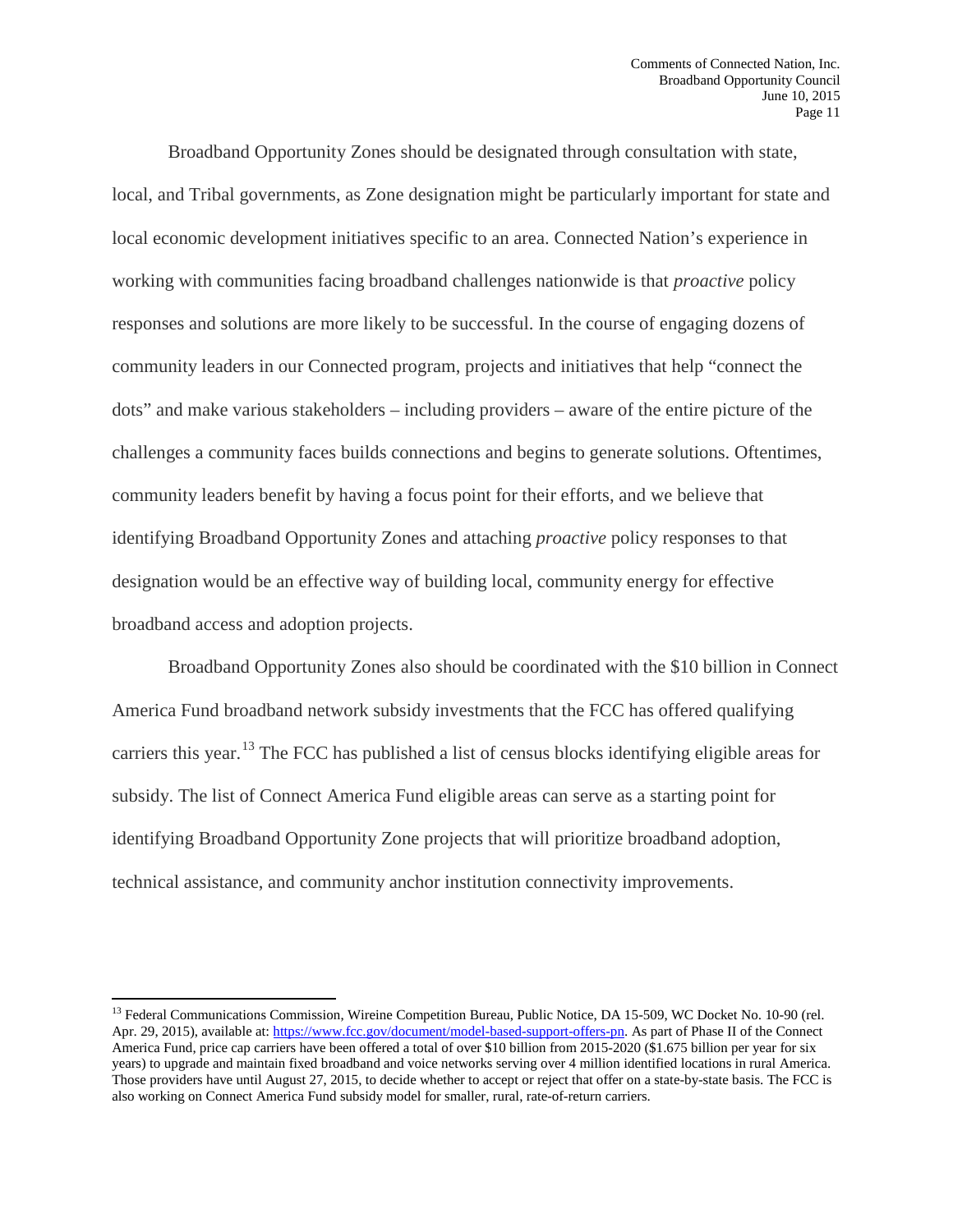Broadband Opportunity Zones should be designated through consultation with state, local, and Tribal governments, as Zone designation might be particularly important for state and local economic development initiatives specific to an area. Connected Nation's experience in working with communities facing broadband challenges nationwide is that *proactive* policy responses and solutions are more likely to be successful. In the course of engaging dozens of community leaders in our Connected program, projects and initiatives that help "connect the dots" and make various stakeholders – including providers – aware of the entire picture of the challenges a community faces builds connections and begins to generate solutions. Oftentimes, community leaders benefit by having a focus point for their efforts, and we believe that identifying Broadband Opportunity Zones and attaching *proactive* policy responses to that designation would be an effective way of building local, community energy for effective broadband access and adoption projects.

Broadband Opportunity Zones also should be coordinated with the $10 billion in Connect America Fund broadband network subsidy investments that the FCC has offered qualifying carriers this year.[13] The FCC has published a list of census blocks identifying eligible areas for subsidy. The list of Connect America Fund eligible areas can serve as a starting point for identifying Broadband Opportunity Zone projects that will prioritize broadband adoption, technical assistance, and community anchor institution connectivity improvements.

---

[13] Federal Communications Commission, Wireine Competition Bureau, Public Notice, DA 15-509, WC Docket No. 10-90 (rel. Apr. 29, 2015), available at: https://www.fcc.gov/document/model-based-support-offers-pn. As part of Phase II of the Connect America Fund, price cap carriers have been offered a total of over $10 billion from 2015-2020 ($1.675 billion per year for six years) to upgrade and maintain fixed broadband and voice networks serving over 4 million identified locations in rural America. Those providers have until August 27, 2015, to decide whether to accept or reject that offer on a state-by-state basis. The FCC is also working on Connect America Fund subsidy model for smaller, rural, rate-of-return carriers.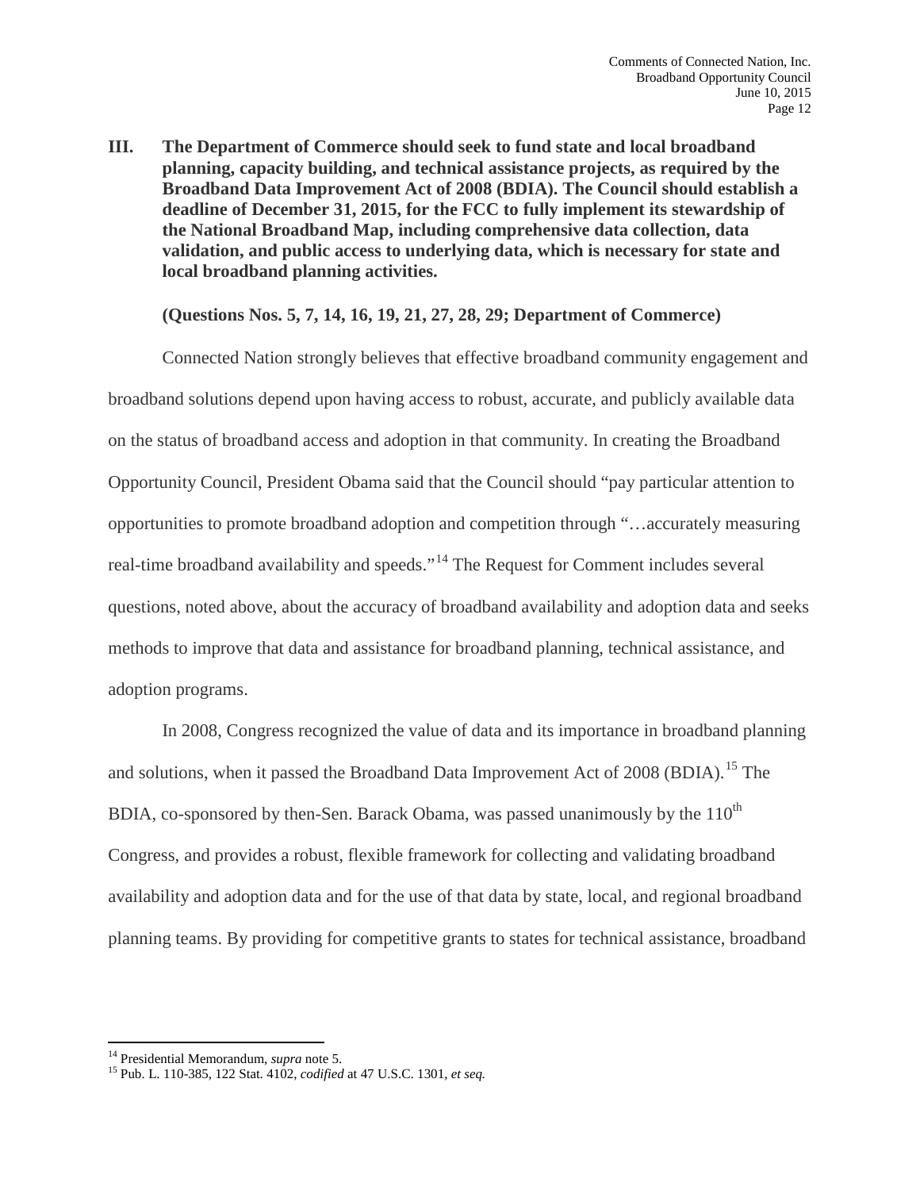## III. The Department of Commerce should seek to fund state and local broadband planning, capacity building, and technical assistance projects, as required by the Broadband Data Improvement Act of 2008 (BDIA). The Council should establish a deadline of December 31, 2015, for the FCC to fully implement its stewardship of the National Broadband Map, including comprehensive data collection, data validation, and public access to underlying data, which is necessary for state and local broadband planning activities.

**(Questions Nos. 5, 7, 14, 16, 19, 21, 27, 28, 29; Department of Commerce)**

Connected Nation strongly believes that effective broadband community engagement and broadband solutions depend upon having access to robust, accurate, and publicly available data on the status of broadband access and adoption in that community. In creating the Broadband Opportunity Council, President Obama said that the Council should "pay particular attention to opportunities to promote broadband adoption and competition through "…accurately measuring real-time broadband availability and speeds."[14] The Request for Comment includes several questions, noted above, about the accuracy of broadband availability and adoption data and seeks methods to improve that data and assistance for broadband planning, technical assistance, and adoption programs.

In 2008, Congress recognized the value of data and its importance in broadband planning and solutions, when it passed the Broadband Data Improvement Act of 2008 (BDIA).[15] The BDIA, co-sponsored by then-Sen. Barack Obama, was passed unanimously by the 110th Congress, and provides a robust, flexible framework for collecting and validating broadband availability and adoption data and for the use of that data by state, local, and regional broadband planning teams. By providing for competitive grants to states for technical assistance, broadband

---

[14] Presidential Memorandum, *supra* note 5.

[15] Pub. L. 110-385, 122 Stat. 4102, *codified* at 47 U.S.C. 1301, *et seq.*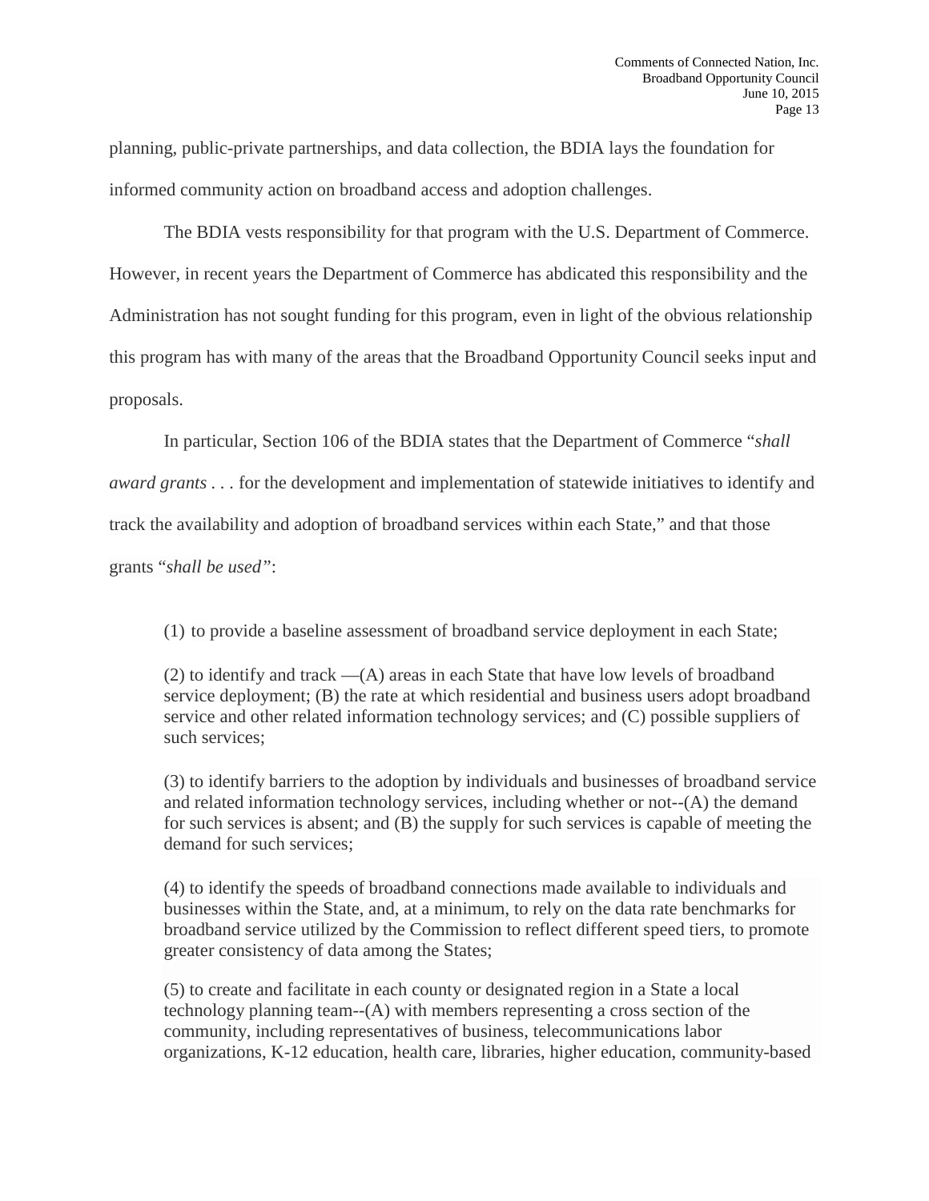planning, public-private partnerships, and data collection, the BDIA lays the foundation for informed community action on broadband access and adoption challenges.

The BDIA vests responsibility for that program with the U.S. Department of Commerce. However, in recent years the Department of Commerce has abdicated this responsibility and the Administration has not sought funding for this program, even in light of the obvious relationship this program has with many of the areas that the Broadband Opportunity Council seeks input and proposals.

In particular, Section 106 of the BDIA states that the Department of Commerce "*shall award grants* . . . for the development and implementation of statewide initiatives to identify and track the availability and adoption of broadband services within each State," and that those grants "*shall be used"*:

> (1) to provide a baseline assessment of broadband service deployment in each State;
>
> (2) to identify and track —(A) areas in each State that have low levels of broadband service deployment; (B) the rate at which residential and business users adopt broadband service and other related information technology services; and (C) possible suppliers of such services;
>
> (3) to identify barriers to the adoption by individuals and businesses of broadband service and related information technology services, including whether or not--(A) the demand for such services is absent; and (B) the supply for such services is capable of meeting the demand for such services;
>
> (4) to identify the speeds of broadband connections made available to individuals and businesses within the State, and, at a minimum, to rely on the data rate benchmarks for broadband service utilized by the Commission to reflect different speed tiers, to promote greater consistency of data among the States;
>
> (5) to create and facilitate in each county or designated region in a State a local technology planning team--(A) with members representing a cross section of the community, including representatives of business, telecommunications labor organizations, K-12 education, health care, libraries, higher education, community-based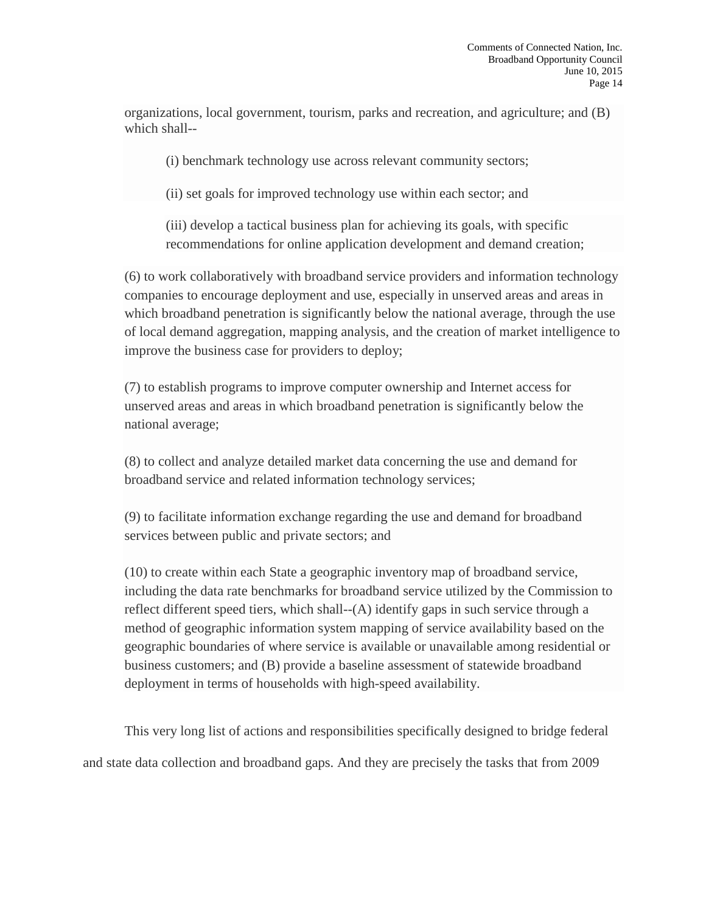> organizations, local government, tourism, parks and recreation, and agriculture; and (B) which shall--
>
> > (i) benchmark technology use across relevant community sectors;
> >
> > (ii) set goals for improved technology use within each sector; and
> >
> > (iii) develop a tactical business plan for achieving its goals, with specific recommendations for online application development and demand creation;
>
> (6) to work collaboratively with broadband service providers and information technology companies to encourage deployment and use, especially in unserved areas and areas in which broadband penetration is significantly below the national average, through the use of local demand aggregation, mapping analysis, and the creation of market intelligence to improve the business case for providers to deploy;
>
> (7) to establish programs to improve computer ownership and Internet access for unserved areas and areas in which broadband penetration is significantly below the national average;
>
> (8) to collect and analyze detailed market data concerning the use and demand for broadband service and related information technology services;
>
> (9) to facilitate information exchange regarding the use and demand for broadband services between public and private sectors; and
>
> (10) to create within each State a geographic inventory map of broadband service, including the data rate benchmarks for broadband service utilized by the Commission to reflect different speed tiers, which shall--(A) identify gaps in such service through a method of geographic information system mapping of service availability based on the geographic boundaries of where service is available or unavailable among residential or business customers; and (B) provide a baseline assessment of statewide broadband deployment in terms of households with high-speed availability.

This very long list of actions and responsibilities specifically designed to bridge federal and state data collection and broadband gaps. And they are precisely the tasks that from 2009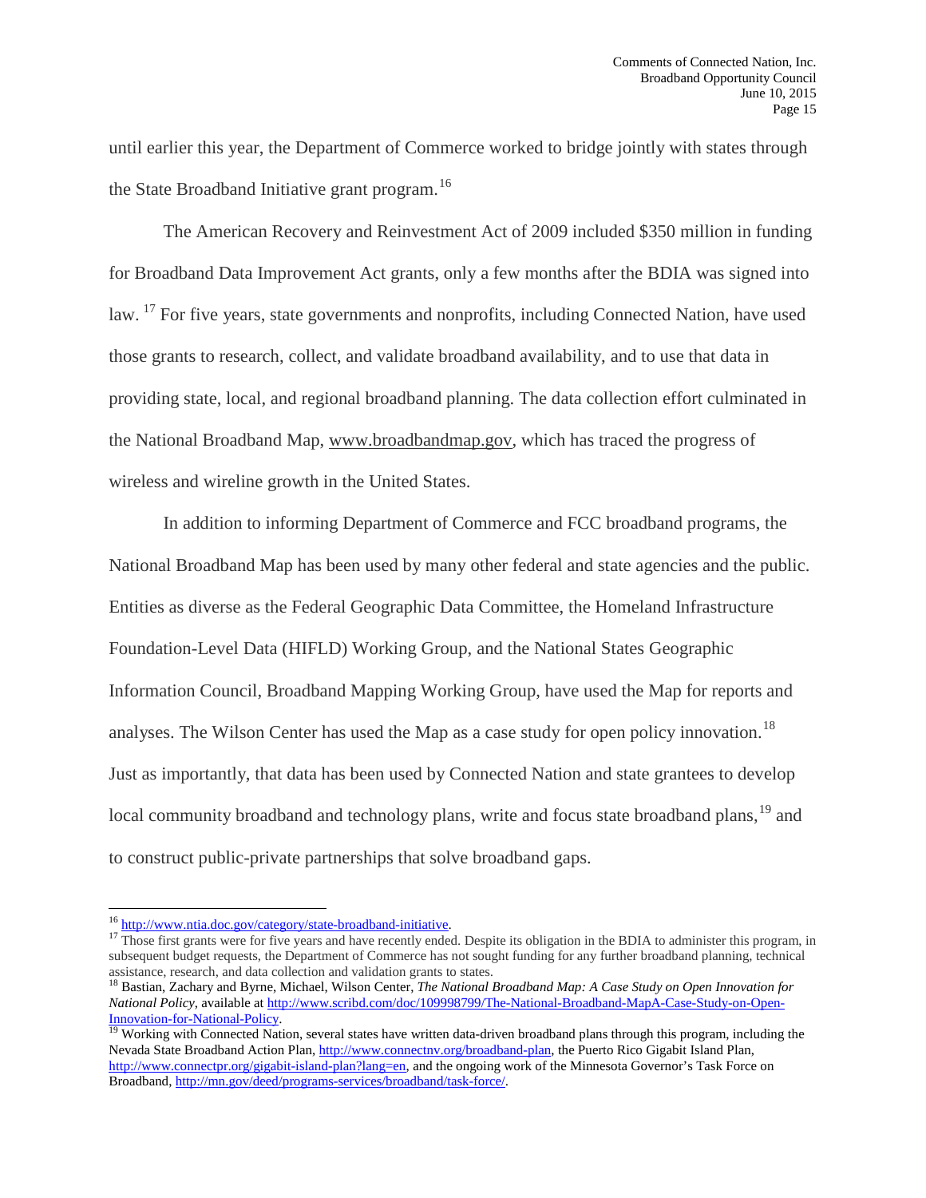until earlier this year, the Department of Commerce worked to bridge jointly with states through the State Broadband Initiative grant program.[16]

The American Recovery and Reinvestment Act of 2009 included $350 million in funding for Broadband Data Improvement Act grants, only a few months after the BDIA was signed into law. [17] For five years, state governments and nonprofits, including Connected Nation, have used those grants to research, collect, and validate broadband availability, and to use that data in providing state, local, and regional broadband planning. The data collection effort culminated in the National Broadband Map, www.broadbandmap.gov, which has traced the progress of wireless and wireline growth in the United States.

In addition to informing Department of Commerce and FCC broadband programs, the National Broadband Map has been used by many other federal and state agencies and the public. Entities as diverse as the Federal Geographic Data Committee, the Homeland Infrastructure Foundation-Level Data (HIFLD) Working Group, and the National States Geographic Information Council, Broadband Mapping Working Group, have used the Map for reports and analyses. The Wilson Center has used the Map as a case study for open policy innovation.[18] Just as importantly, that data has been used by Connected Nation and state grantees to develop local community broadband and technology plans, write and focus state broadband plans,[19] and to construct public-private partnerships that solve broadband gaps.

---

[16] http://www.ntia.doc.gov/category/state-broadband-initiative.

[17] Those first grants were for five years and have recently ended. Despite its obligation in the BDIA to administer this program, in subsequent budget requests, the Department of Commerce has not sought funding for any further broadband planning, technical assistance, research, and data collection and validation grants to states.

[18] Bastian, Zachary and Byrne, Michael, Wilson Center, *The National Broadband Map: A Case Study on Open Innovation for National Policy*, available at http://www.scribd.com/doc/109998799/The-National-Broadband-MapA-Case-Study-on-Open-Innovation-for-National-Policy.

[19] Working with Connected Nation, several states have written data-driven broadband plans through this program, including the Nevada State Broadband Action Plan, http://www.connectnv.org/broadband-plan, the Puerto Rico Gigabit Island Plan, http://www.connectpr.org/gigabit-island-plan?lang=en, and the ongoing work of the Minnesota Governor's Task Force on Broadband, http://mn.gov/deed/programs-services/broadband/task-force/.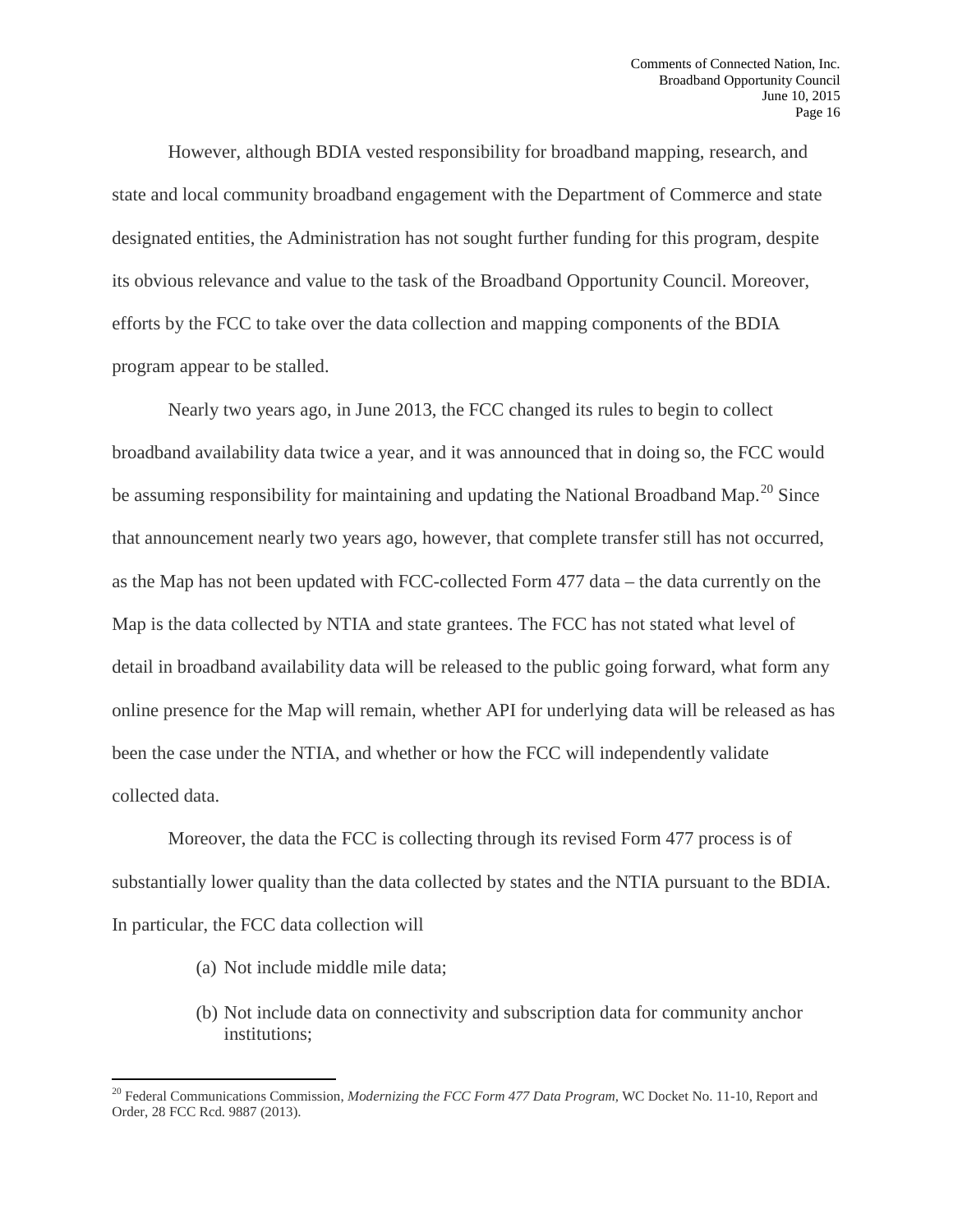However, although BDIA vested responsibility for broadband mapping, research, and state and local community broadband engagement with the Department of Commerce and state designated entities, the Administration has not sought further funding for this program, despite its obvious relevance and value to the task of the Broadband Opportunity Council. Moreover, efforts by the FCC to take over the data collection and mapping components of the BDIA program appear to be stalled.

Nearly two years ago, in June 2013, the FCC changed its rules to begin to collect broadband availability data twice a year, and it was announced that in doing so, the FCC would be assuming responsibility for maintaining and updating the National Broadband Map.[20] Since that announcement nearly two years ago, however, that complete transfer still has not occurred, as the Map has not been updated with FCC-collected Form 477 data – the data currently on the Map is the data collected by NTIA and state grantees. The FCC has not stated what level of detail in broadband availability data will be released to the public going forward, what form any online presence for the Map will remain, whether API for underlying data will be released as has been the case under the NTIA, and whether or how the FCC will independently validate collected data.

Moreover, the data the FCC is collecting through its revised Form 477 process is of substantially lower quality than the data collected by states and the NTIA pursuant to the BDIA. In particular, the FCC data collection will

(a) Not include middle mile data;

(b) Not include data on connectivity and subscription data for community anchor institutions;

[20] Federal Communications Commission, *Modernizing the FCC Form 477 Data Program*, WC Docket No. 11-10, Report and Order, 28 FCC Rcd. 9887 (2013).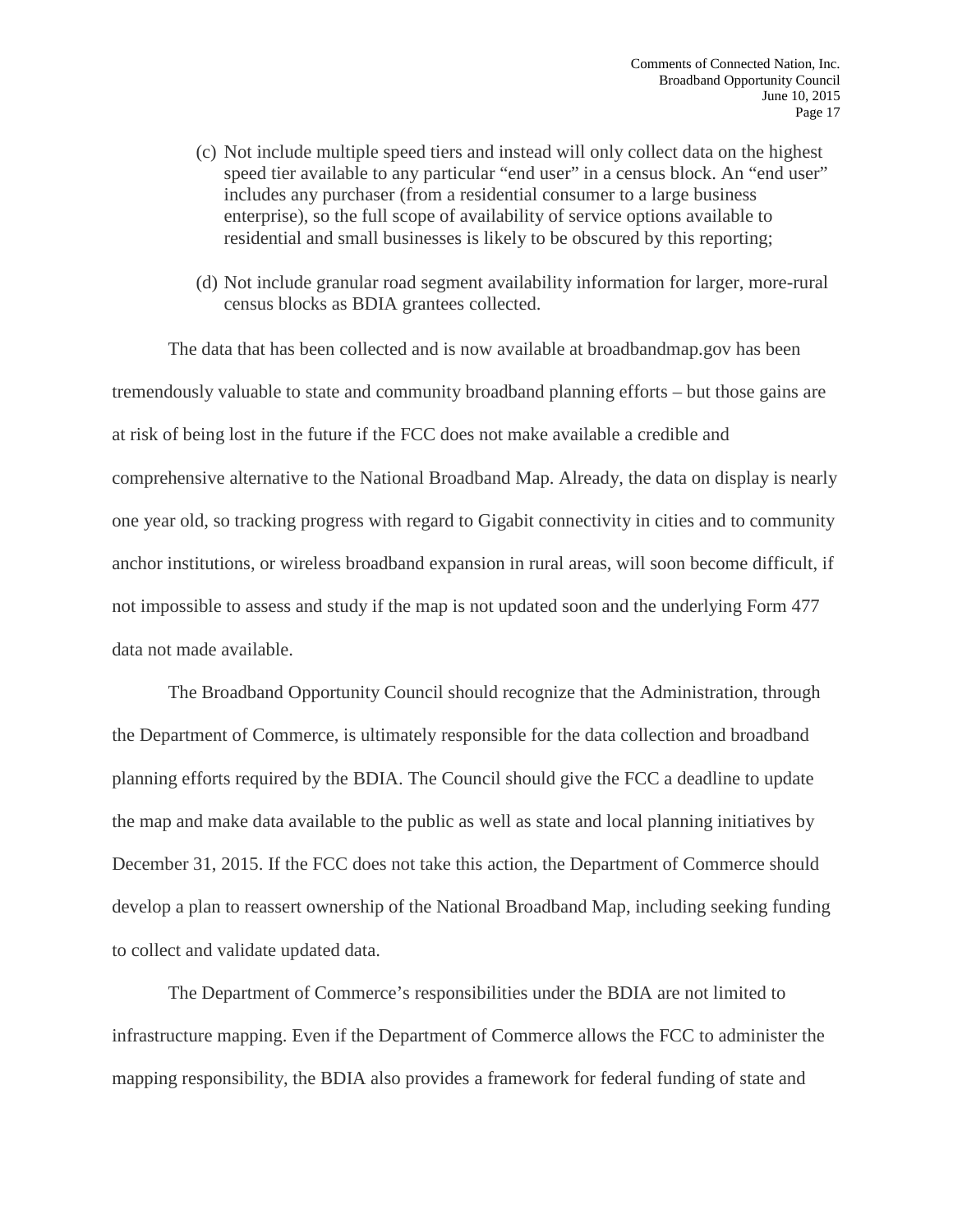(c) Not include multiple speed tiers and instead will only collect data on the highest speed tier available to any particular "end user" in a census block. An "end user" includes any purchaser (from a residential consumer to a large business enterprise), so the full scope of availability of service options available to residential and small businesses is likely to be obscured by this reporting;

(d) Not include granular road segment availability information for larger, more-rural census blocks as BDIA grantees collected.

The data that has been collected and is now available at broadbandmap.gov has been tremendously valuable to state and community broadband planning efforts – but those gains are at risk of being lost in the future if the FCC does not make available a credible and comprehensive alternative to the National Broadband Map. Already, the data on display is nearly one year old, so tracking progress with regard to Gigabit connectivity in cities and to community anchor institutions, or wireless broadband expansion in rural areas, will soon become difficult, if not impossible to assess and study if the map is not updated soon and the underlying Form 477 data not made available.

The Broadband Opportunity Council should recognize that the Administration, through the Department of Commerce, is ultimately responsible for the data collection and broadband planning efforts required by the BDIA. The Council should give the FCC a deadline to update the map and make data available to the public as well as state and local planning initiatives by December 31, 2015. If the FCC does not take this action, the Department of Commerce should develop a plan to reassert ownership of the National Broadband Map, including seeking funding to collect and validate updated data.

The Department of Commerce's responsibilities under the BDIA are not limited to infrastructure mapping. Even if the Department of Commerce allows the FCC to administer the mapping responsibility, the BDIA also provides a framework for federal funding of state and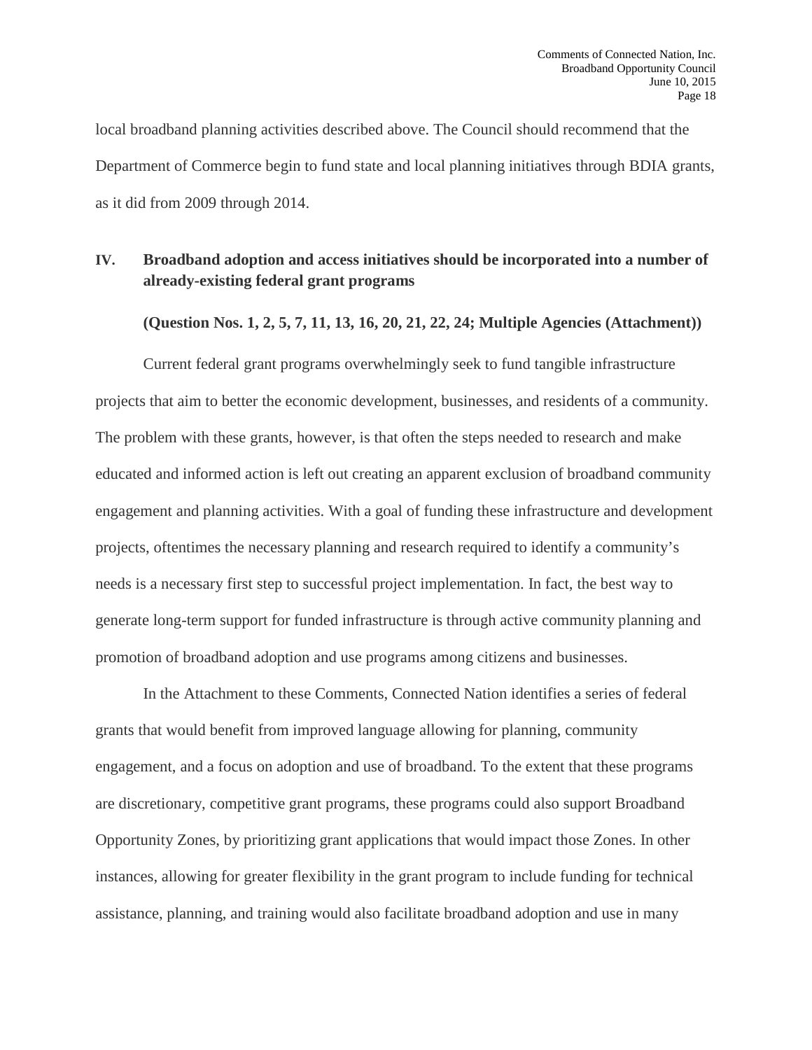local broadband planning activities described above. The Council should recommend that the Department of Commerce begin to fund state and local planning initiatives through BDIA grants, as it did from 2009 through 2014.

## IV. Broadband adoption and access initiatives should be incorporated into a number of already-existing federal grant programs

**(Question Nos. 1, 2, 5, 7, 11, 13, 16, 20, 21, 22, 24; Multiple Agencies (Attachment))**

Current federal grant programs overwhelmingly seek to fund tangible infrastructure projects that aim to better the economic development, businesses, and residents of a community. The problem with these grants, however, is that often the steps needed to research and make educated and informed action is left out creating an apparent exclusion of broadband community engagement and planning activities. With a goal of funding these infrastructure and development projects, oftentimes the necessary planning and research required to identify a community's needs is a necessary first step to successful project implementation. In fact, the best way to generate long-term support for funded infrastructure is through active community planning and promotion of broadband adoption and use programs among citizens and businesses.

In the Attachment to these Comments, Connected Nation identifies a series of federal grants that would benefit from improved language allowing for planning, community engagement, and a focus on adoption and use of broadband. To the extent that these programs are discretionary, competitive grant programs, these programs could also support Broadband Opportunity Zones, by prioritizing grant applications that would impact those Zones. In other instances, allowing for greater flexibility in the grant program to include funding for technical assistance, planning, and training would also facilitate broadband adoption and use in many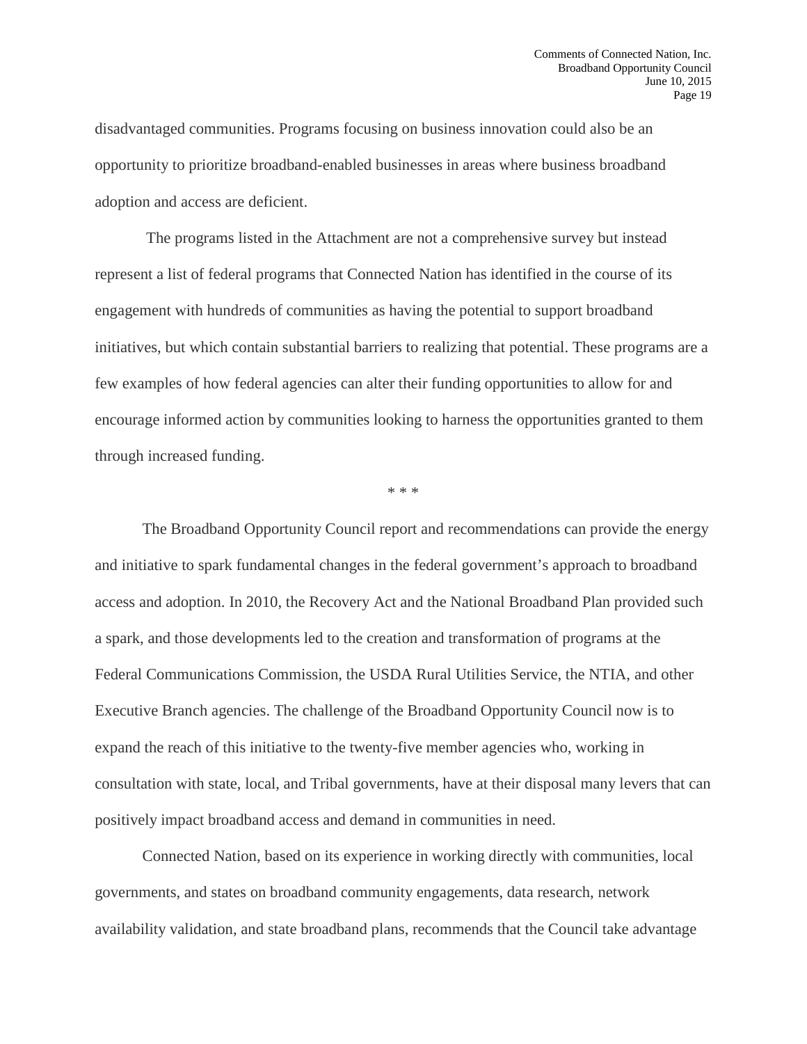disadvantaged communities. Programs focusing on business innovation could also be an opportunity to prioritize broadband-enabled businesses in areas where business broadband adoption and access are deficient.

The programs listed in the Attachment are not a comprehensive survey but instead represent a list of federal programs that Connected Nation has identified in the course of its engagement with hundreds of communities as having the potential to support broadband initiatives, but which contain substantial barriers to realizing that potential. These programs are a few examples of how federal agencies can alter their funding opportunities to allow for and encourage informed action by communities looking to harness the opportunities granted to them through increased funding.

\* \* \*

The Broadband Opportunity Council report and recommendations can provide the energy and initiative to spark fundamental changes in the federal government's approach to broadband access and adoption. In 2010, the Recovery Act and the National Broadband Plan provided such a spark, and those developments led to the creation and transformation of programs at the Federal Communications Commission, the USDA Rural Utilities Service, the NTIA, and other Executive Branch agencies. The challenge of the Broadband Opportunity Council now is to expand the reach of this initiative to the twenty-five member agencies who, working in consultation with state, local, and Tribal governments, have at their disposal many levers that can positively impact broadband access and demand in communities in need.

Connected Nation, based on its experience in working directly with communities, local governments, and states on broadband community engagements, data research, network availability validation, and state broadband plans, recommends that the Council take advantage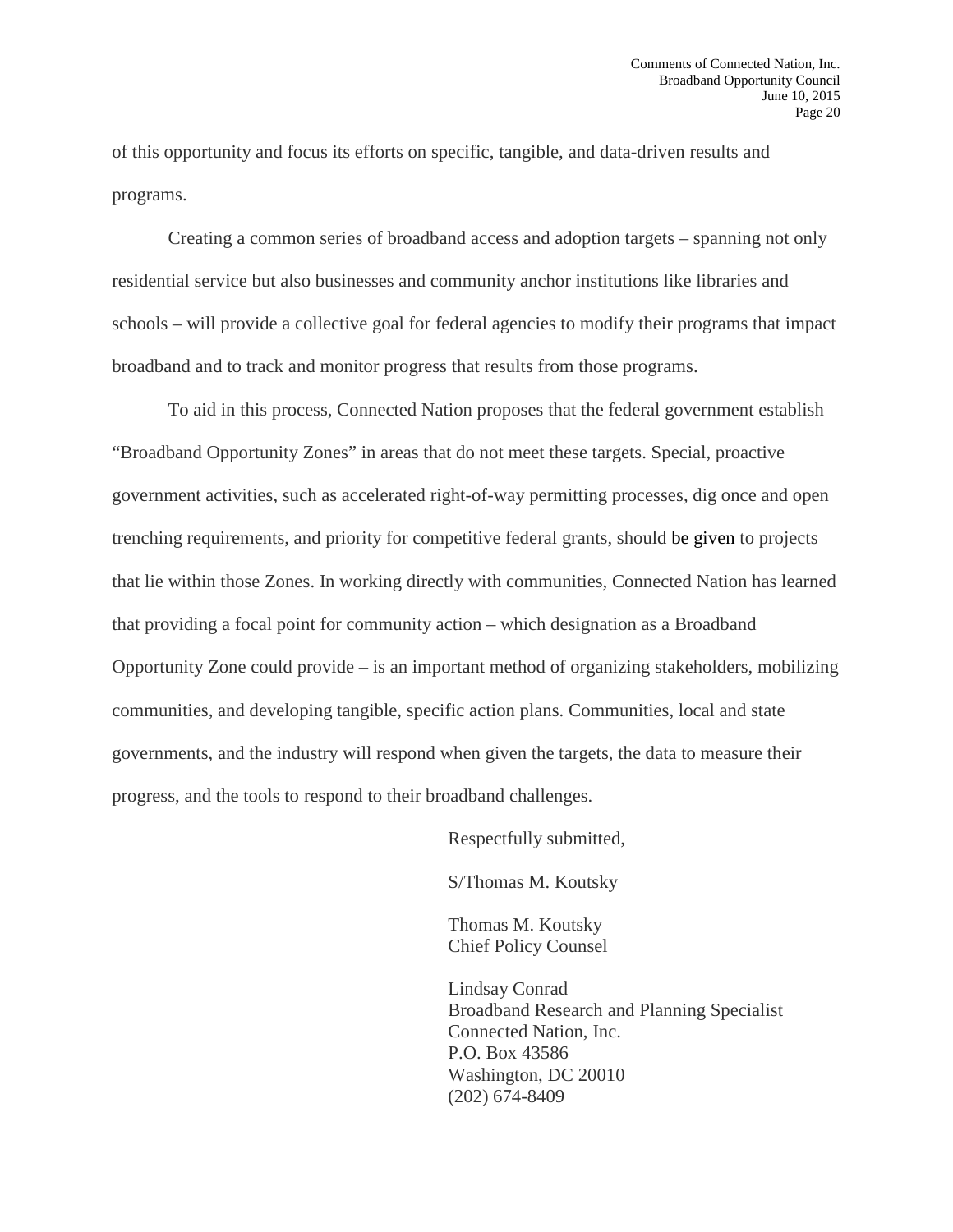of this opportunity and focus its efforts on specific, tangible, and data-driven results and programs.

Creating a common series of broadband access and adoption targets – spanning not only residential service but also businesses and community anchor institutions like libraries and schools – will provide a collective goal for federal agencies to modify their programs that impact broadband and to track and monitor progress that results from those programs.

To aid in this process, Connected Nation proposes that the federal government establish "Broadband Opportunity Zones" in areas that do not meet these targets. Special, proactive government activities, such as accelerated right-of-way permitting processes, dig once and open trenching requirements, and priority for competitive federal grants, should be given to projects that lie within those Zones. In working directly with communities, Connected Nation has learned that providing a focal point for community action – which designation as a Broadband Opportunity Zone could provide – is an important method of organizing stakeholders, mobilizing communities, and developing tangible, specific action plans. Communities, local and state governments, and the industry will respond when given the targets, the data to measure their progress, and the tools to respond to their broadband challenges.

Respectfully submitted,

S/Thomas M. Koutsky

Thomas M. Koutsky
Chief Policy Counsel

Lindsay Conrad
Broadband Research and Planning Specialist
Connected Nation, Inc.
P.O. Box 43586
Washington, DC 20010
(202) 674-8409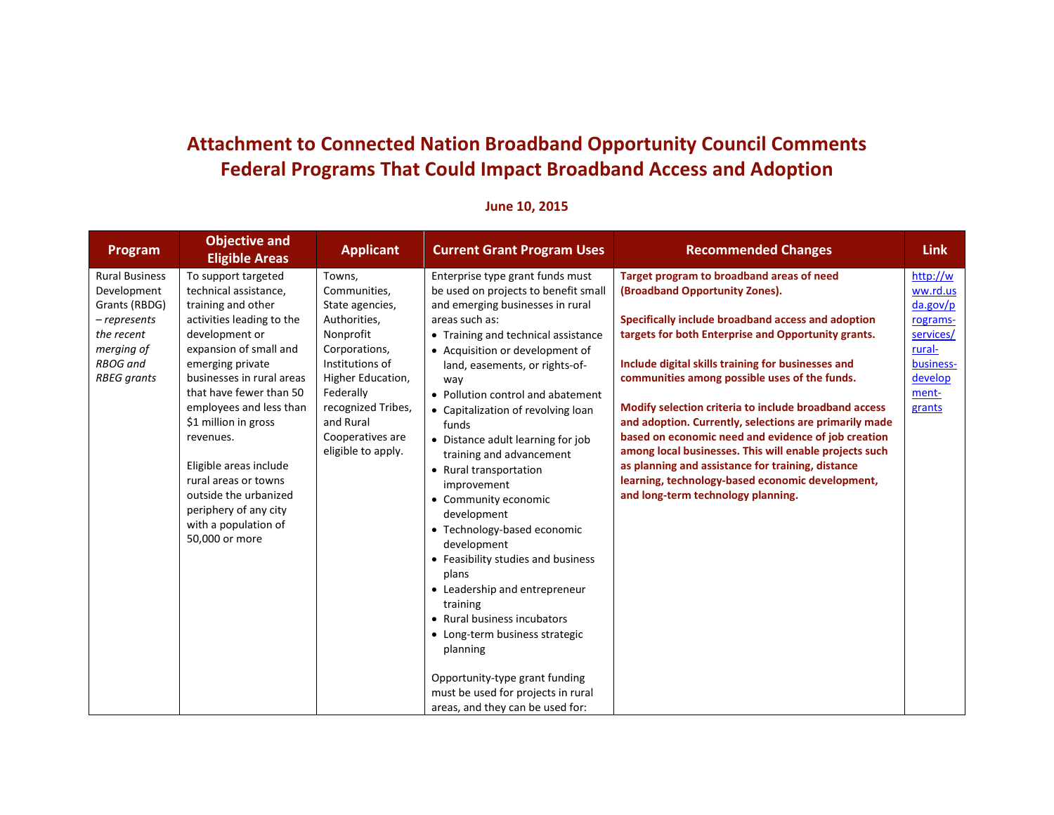# Attachment to Connected Nation Broadband Opportunity Council Comments
# Federal Programs That Could Impact Broadband Access and Adoption

**June 10, 2015**

| Program | Objective and Eligible Areas | Applicant | Current Grant Program Uses | Recommended Changes | Link |
|---|---|---|---|---|---|
| Rural Business Development Grants (RBDG) *– represents the recent merging of RBOG and RBEG grants* | To support targeted technical assistance, training and other activities leading to the development or expansion of small and emerging private businesses in rural areas that have fewer than 50 employees and less than $1 million in gross revenues.<br><br>Eligible areas include rural areas or towns outside the urbanized periphery of any city with a population of 50,000 or more | Towns, Communities, State agencies, Authorities, Nonprofit Corporations, Institutions of Higher Education, Federally recognized Tribes, and Rural Cooperatives are eligible to apply. | Enterprise type grant funds must be used on projects to benefit small and emerging businesses in rural areas such as:<br>• Training and technical assistance<br>• Acquisition or development of land, easements, or rights-of-way<br>• Pollution control and abatement<br>• Capitalization of revolving loan funds<br>• Distance adult learning for job training and advancement<br>• Rural transportation improvement<br>• Community economic development<br>• Technology-based economic development<br>• Feasibility studies and business plans<br>• Leadership and entrepreneur training<br>• Rural business incubators<br>• Long-term business strategic planning<br><br>Opportunity-type grant funding must be used for projects in rural areas, and they can be used for: | **Target program to broadband areas of need (Broadband Opportunity Zones).**<br><br>**Specifically include broadband access and adoption targets for both Enterprise and Opportunity grants.**<br><br>**Include digital skills training for businesses and communities among possible uses of the funds.**<br><br>**Modify selection criteria to include broadband access and adoption. Currently, selections are primarily made based on economic need and evidence of job creation among local businesses. This will enable projects such as planning and assistance for training, distance learning, technology-based economic development, and long-term technology planning.** | http://www.rd.usda.gov/programs-services/rural-business-development-grants |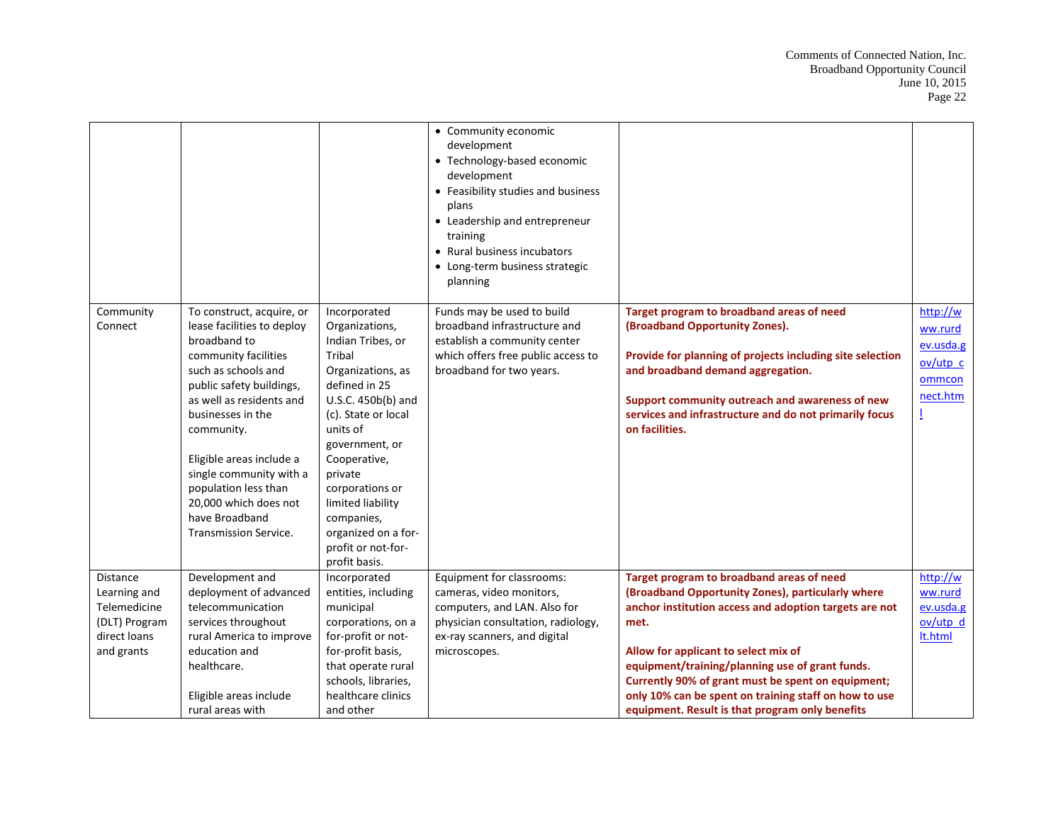| | | | • Community economic development<br>• Technology-based economic development<br>• Feasibility studies and business plans<br>• Leadership and entrepreneur training<br>• Rural business incubators<br>• Long-term business strategic planning | | |
|---|---|---|---|---|---|
| Community Connect | To construct, acquire, or lease facilities to deploy broadband to community facilities such as schools and public safety buildings, as well as residents and businesses in the community.<br><br>Eligible areas include a single community with a population less than 20,000 which does not have Broadband Transmission Service. | Incorporated Organizations, Indian Tribes, or Tribal Organizations, as defined in 25 U.S.C. 450b(b) and (c). State or local units of government, or Cooperative, private corporations or limited liability companies, organized on a for-profit or not-for-profit basis. | Funds may be used to build broadband infrastructure and establish a community center which offers free public access to broadband for two years. | **Target program to broadband areas of need (Broadband Opportunity Zones).**<br><br>**Provide for planning of projects including site selection and broadband demand aggregation.**<br><br>**Support community outreach and awareness of new services and infrastructure and do not primarily focus on facilities.** | http://www.rurdev.usda.gov/utp_commconnect.html |
| Distance Learning and Telemedicine (DLT) Program direct loans and grants | Development and deployment of advanced telecommunication services throughout rural America to improve education and healthcare.<br><br>Eligible areas include rural areas with | Incorporated entities, including municipal corporations, on a for-profit or not-for-profit basis, that operate rural schools, libraries, healthcare clinics and other | Equipment for classrooms: cameras, video monitors, computers, and LAN. Also for physician consultation, radiology, ex-ray scanners, and digital microscopes. | **Target program to broadband areas of need (Broadband Opportunity Zones), particularly where anchor institution access and adoption targets are not met.**<br><br>**Allow for applicant to select mix of equipment/training/planning use of grant funds. Currently 90% of grant must be spent on equipment; only 10% can be spent on training staff on how to use equipment. Result is that program only benefits** | http://www.rurdev.usda.gov/utp_dlt.html |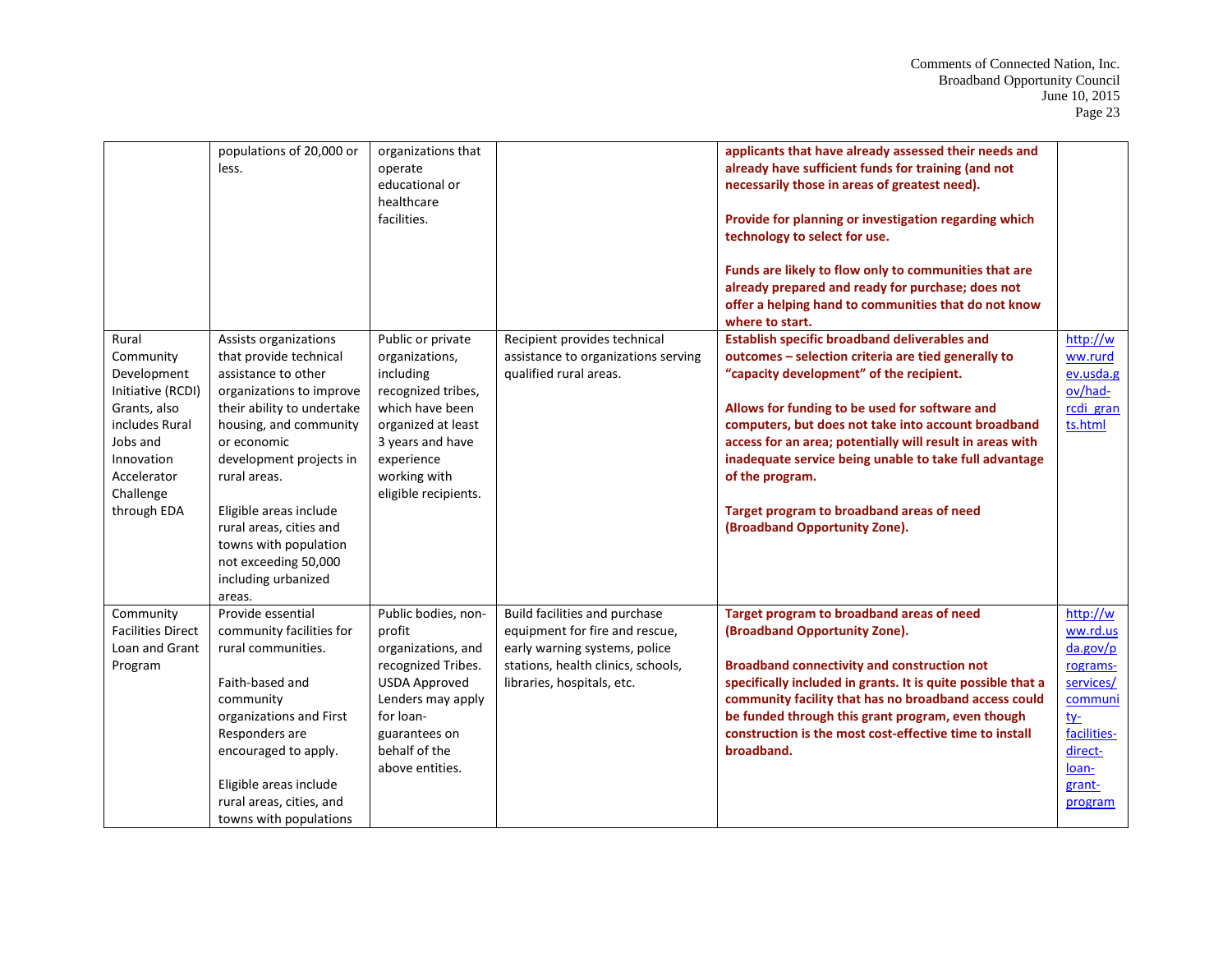| | populations of 20,000 or less. | organizations that operate educational or healthcare facilities. | | **applicants that have already assessed their needs and already have sufficient funds for training (and not necessarily those in areas of greatest need).**<br><br>**Provide for planning or investigation regarding which technology to select for use.**<br><br>**Funds are likely to flow only to communities that are already prepared and ready for purchase; does not offer a helping hand to communities that do not know where to start.** | |
|---|---|---|---|---|---|
| Rural Community Development Initiative (RCDI) Grants, also includes Rural Jobs and Innovation Accelerator Challenge through EDA | Assists organizations that provide technical assistance to other organizations to improve their ability to undertake housing, and community or economic development projects in rural areas.<br><br>Eligible areas include rural areas, cities and towns with population not exceeding 50,000 including urbanized areas. | Public or private organizations, including recognized tribes, which have been organized at least 3 years and have experience working with eligible recipients. | Recipient provides technical assistance to organizations serving qualified rural areas. | **Establish specific broadband deliverables and outcomes – selection criteria are tied generally to "capacity development" of the recipient.**<br><br>**Allows for funding to be used for software and computers, but does not take into account broadband access for an area; potentially will result in areas with inadequate service being unable to take full advantage of the program.**<br><br>**Target program to broadband areas of need (Broadband Opportunity Zone).** | http://www.rurdev.usda.gov/had-rcdi_grants.html |
| Community Facilities Direct Loan and Grant Program | Provide essential community facilities for rural communities.<br><br>Faith-based and community organizations and First Responders are encouraged to apply.<br><br>Eligible areas include rural areas, cities, and towns with populations | Public bodies, non-profit organizations, and recognized Tribes. USDA Approved Lenders may apply for loan-guarantees on behalf of the above entities. | Build facilities and purchase equipment for fire and rescue, early warning systems, police stations, health clinics, schools, libraries, hospitals, etc. | **Target program to broadband areas of need (Broadband Opportunity Zone).**<br><br>**Broadband connectivity and construction not specifically included in grants. It is quite possible that a community facility that has no broadband access could be funded through this grant program, even though construction is the most cost-effective time to install broadband.** | http://www.rd.usda.gov/programs-services/community-facilities-direct-loan-grant-program |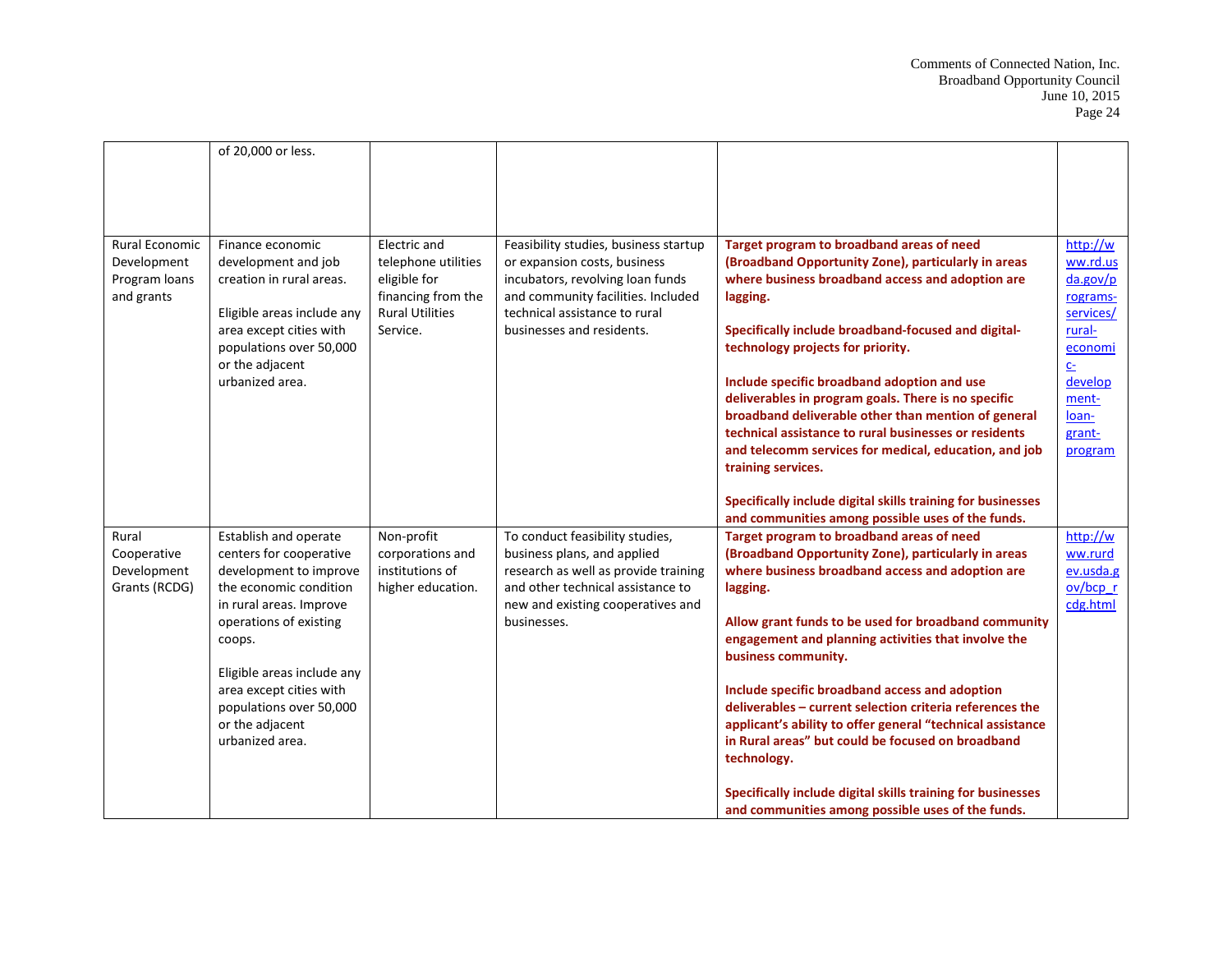|  | of 20,000 or less. |  |  |  |  |
|---|---|---|---|---|---|
| Rural Economic Development Program loans and grants | Finance economic development and job creation in rural areas.<br><br>Eligible areas include any area except cities with populations over 50,000 or the adjacent urbanized area. | Electric and telephone utilities eligible for financing from the Rural Utilities Service. | Feasibility studies, business startup or expansion costs, business incubators, revolving loan funds and community facilities. Included technical assistance to rural businesses and residents. | **Target program to broadband areas of need (Broadband Opportunity Zone), particularly in areas where business broadband access and adoption are lagging.**<br><br>**Specifically include broadband-focused and digital-technology projects for priority.**<br><br>**Include specific broadband adoption and use deliverables in program goals. There is no specific broadband deliverable other than mention of general technical assistance to rural businesses or residents and telecomm services for medical, education, and job training services.**<br><br>**Specifically include digital skills training for businesses and communities among possible uses of the funds.** | http://www.rd.usda.gov/programs-services/rural-economic-development-loan-grant-program |
| Rural Cooperative Development Grants (RCDG) | Establish and operate centers for cooperative development to improve the economic condition in rural areas. Improve operations of existing coops.<br><br>Eligible areas include any area except cities with populations over 50,000 or the adjacent urbanized area. | Non-profit corporations and institutions of higher education. | To conduct feasibility studies, business plans, and applied research as well as provide training and other technical assistance to new and existing cooperatives and businesses. | **Target program to broadband areas of need (Broadband Opportunity Zone), particularly in areas where business broadband access and adoption are lagging.**<br><br>**Allow grant funds to be used for broadband community engagement and planning activities that involve the business community.**<br><br>**Include specific broadband access and adoption deliverables – current selection criteria references the applicant's ability to offer general "technical assistance in Rural areas" but could be focused on broadband technology.**<br><br>**Specifically include digital skills training for businesses and communities among possible uses of the funds.** | http://www.rurdev.usda.gov/bcp_rcdg.html |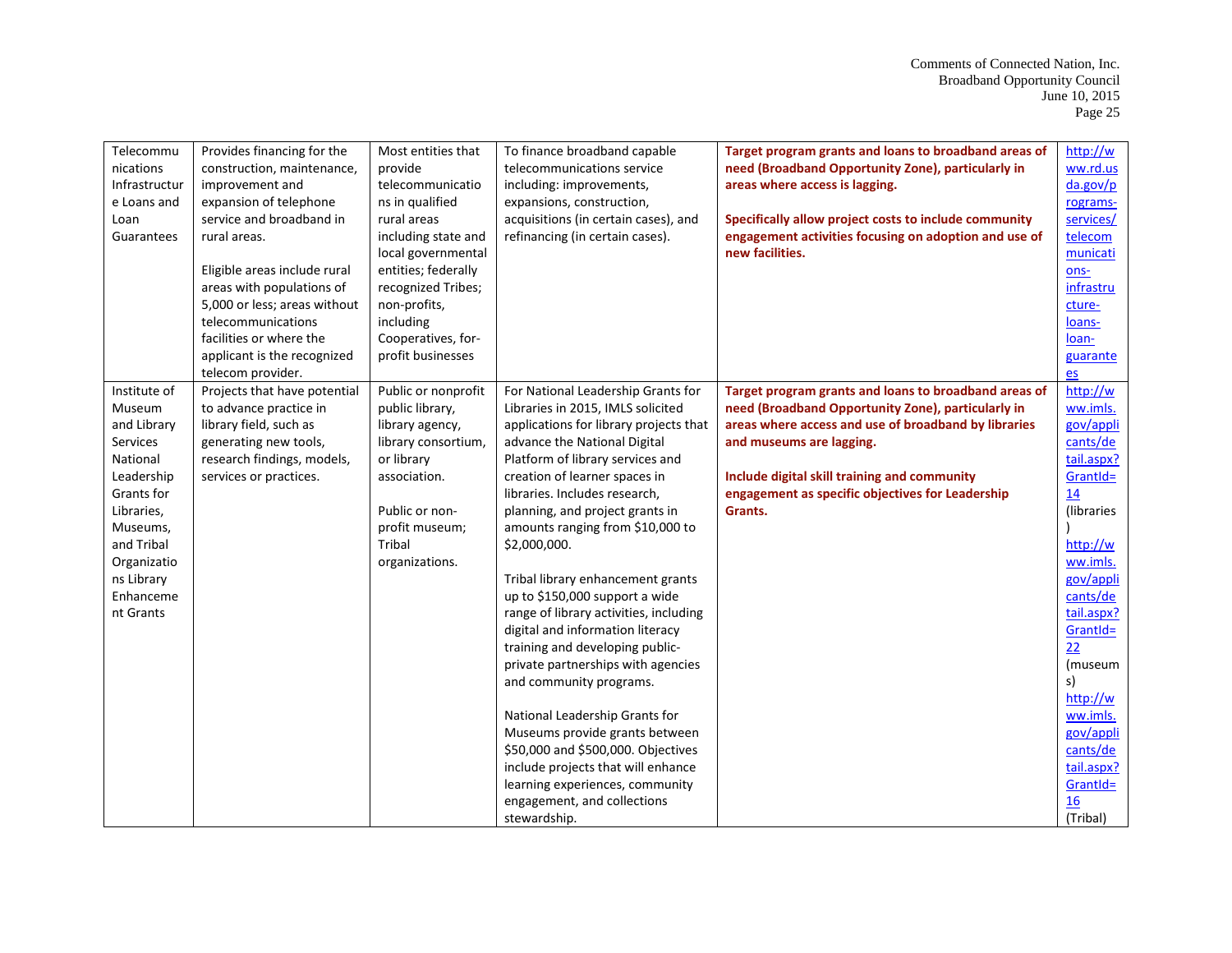| Telecommunications Infrastructure Loans and Loan Guarantees | Provides financing for the construction, maintenance, improvement and expansion of telephone service and broadband in rural areas.<br><br>Eligible areas include rural areas with populations of 5,000 or less; areas without telecommunications facilities or where the applicant is the recognized telecom provider. | Most entities that provide telecommunications in qualified rural areas including state and local governmental entities; federally recognized Tribes; non-profits, including Cooperatives, for-profit businesses | To finance broadband capable telecommunications service including: improvements, expansions, construction, acquisitions (in certain cases), and refinancing (in certain cases). | **Target program grants and loans to broadband areas of need (Broadband Opportunity Zone), particularly in areas where access is lagging.**<br><br>**Specifically allow project costs to include community engagement activities focusing on adoption and use of new facilities.** | http://www.rd.usda.gov/programs-services/telecommunications-infrastructure-loans-loan-guarantees |
|---|---|---|---|---|---|
| Institute of Museum and Library Services National Leadership Grants for Libraries, Museums, and Tribal Organizations Library Enhancement Grants | Projects that have potential to advance practice in library field, such as generating new tools, research findings, models, services or practices. | Public or nonprofit public library, library agency, library consortium, or library association.<br><br>Public or non-profit museum; Tribal organizations. | For National Leadership Grants for Libraries in 2015, IMLS solicited applications for library projects that advance the National Digital Platform of library services and creation of learner spaces in libraries. Includes research, planning, and project grants in amounts ranging from $10,000 to $2,000,000.<br><br>Tribal library enhancement grants up to $150,000 support a wide range of library activities, including digital and information literacy training and developing public-private partnerships with agencies and community programs.<br><br>National Leadership Grants for Museums provide grants between $50,000 and $500,000. Objectives include projects that will enhance learning experiences, community engagement, and collections stewardship. | **Target program grants and loans to broadband areas of need (Broadband Opportunity Zone), particularly in areas where access and use of broadband by libraries and museums are lagging.**<br><br>**Include digital skill training and community engagement as specific objectives for Leadership Grants.** | http://www.imls.gov/applicants/detail.aspx?GrantId=14 (libraries)<br>http://www.imls.gov/applicants/detail.aspx?GrantId=22 (museums)<br>http://www.imls.gov/applicants/detail.aspx?GrantId=16 (Tribal) |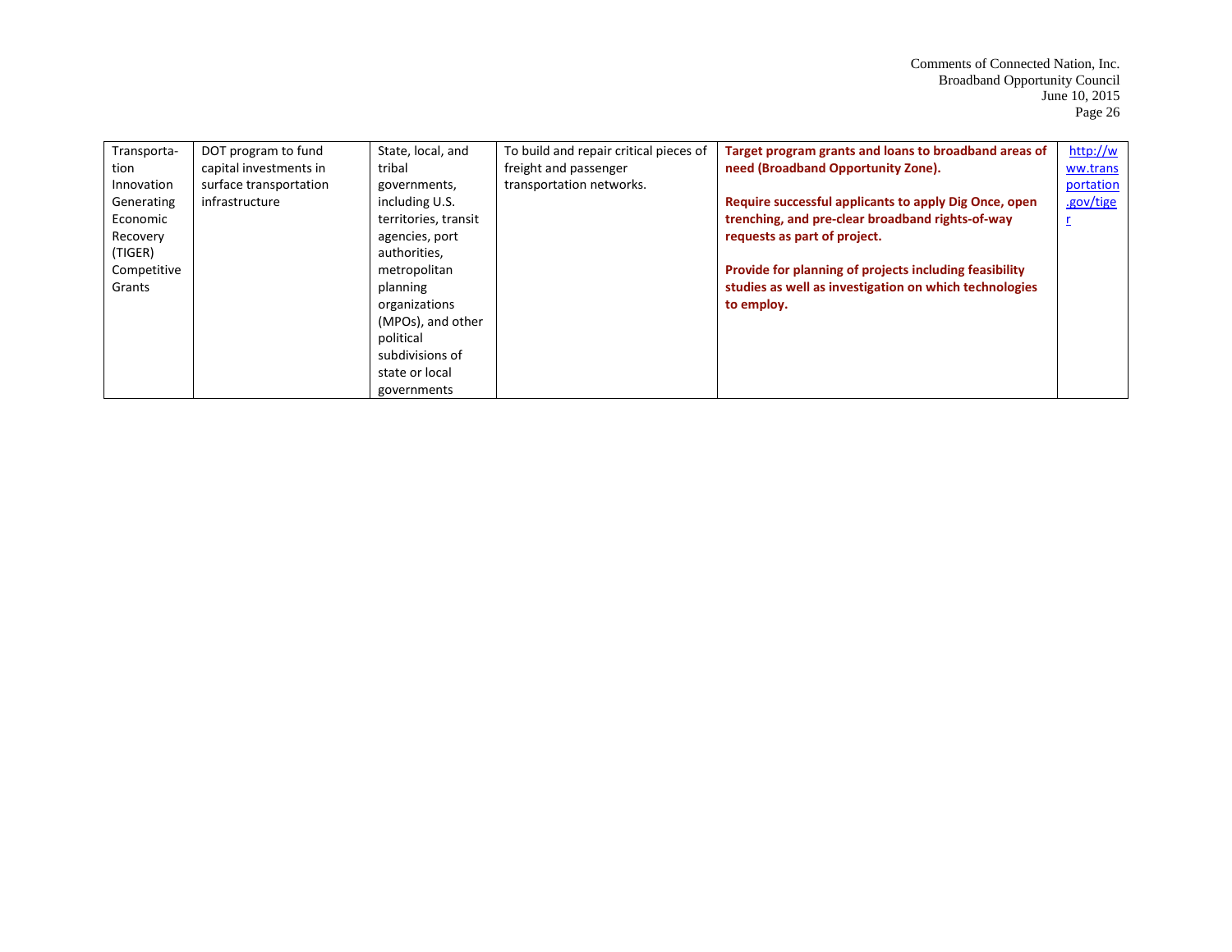| | | | | | |
|---|---|---|---|---|---|
| Transportation Innovation Generating Economic Recovery (TIGER) Competitive Grants | DOT program to fund capital investments in surface transportation infrastructure | State, local, and tribal governments, including U.S. territories, transit agencies, port authorities, metropolitan planning organizations (MPOs), and other political subdivisions of state or local governments | To build and repair critical pieces of freight and passenger transportation networks. | **Target program grants and loans to broadband areas of need (Broadband Opportunity Zone).**<br><br>**Require successful applicants to apply Dig Once, open trenching, and pre-clear broadband rights-of-way requests as part of project.**<br><br>**Provide for planning of projects including feasibility studies as well as investigation on which technologies to employ.** | http://www.transportation.gov/tiger |